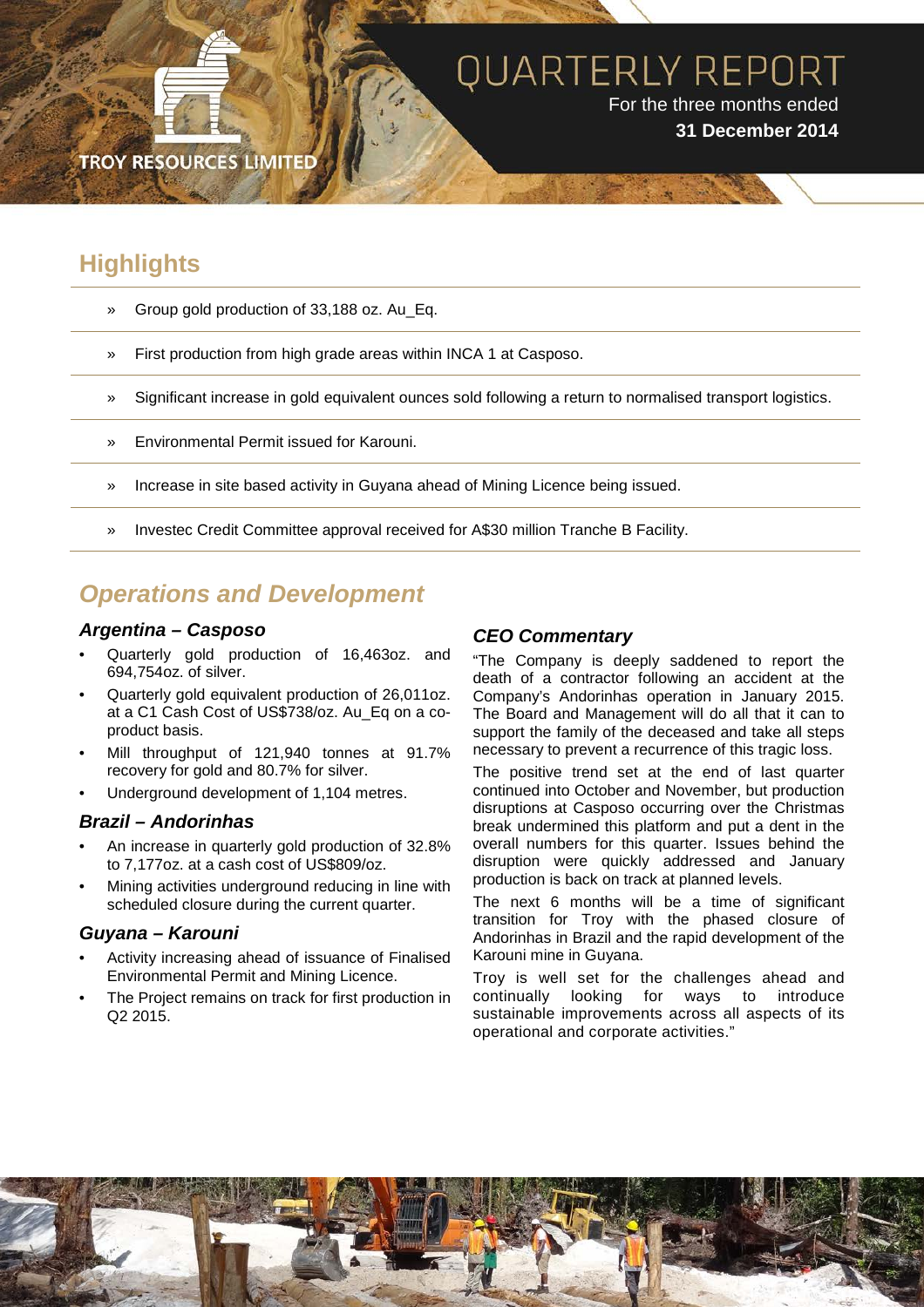TROY RESOURCES LIMITED

# QUARTERLY REPORT

For the three months ended
**31 December 2014**

## Highlights

- Group gold production of 33,188 oz. Au_Eq.
- First production from high grade areas within INCA 1 at Casposo.
- Significant increase in gold equivalent ounces sold following a return to normalised transport logistics.
- Environmental Permit issued for Karouni.
- Increase in site based activity in Guyana ahead of Mining Licence being issued.
- Investec Credit Committee approval received for A$30 million Tranche B Facility.

## *Operations and Development*

### *Argentina – Casposo*

- Quarterly gold production of 16,463oz. and 694,754oz. of silver.
- Quarterly gold equivalent production of 26,011oz. at a C1 Cash Cost of US$738/oz. Au_Eq on a co-product basis.
- Mill throughput of 121,940 tonnes at 91.7% recovery for gold and 80.7% for silver.
- Underground development of 1,104 metres.

### *Brazil – Andorinhas*

- An increase in quarterly gold production of 32.8% to 7,177oz. at a cash cost of US$809/oz.
- Mining activities underground reducing in line with scheduled closure during the current quarter.

### *Guyana – Karouni*

- Activity increasing ahead of issuance of Finalised Environmental Permit and Mining Licence.
- The Project remains on track for first production in Q2 2015.

### *CEO Commentary*

"The Company is deeply saddened to report the death of a contractor following an accident at the Company's Andorinhas operation in January 2015. The Board and Management will do all that it can to support the family of the deceased and take all steps necessary to prevent a recurrence of this tragic loss.

The positive trend set at the end of last quarter continued into October and November, but production disruptions at Casposo occurring over the Christmas break undermined this platform and put a dent in the overall numbers for this quarter. Issues behind the disruption were quickly addressed and January production is back on track at planned levels.

The next 6 months will be a time of significant transition for Troy with the phased closure of Andorinhas in Brazil and the rapid development of the Karouni mine in Guyana.

Troy is well set for the challenges ahead and continually looking for ways to introduce sustainable improvements across all aspects of its operational and corporate activities."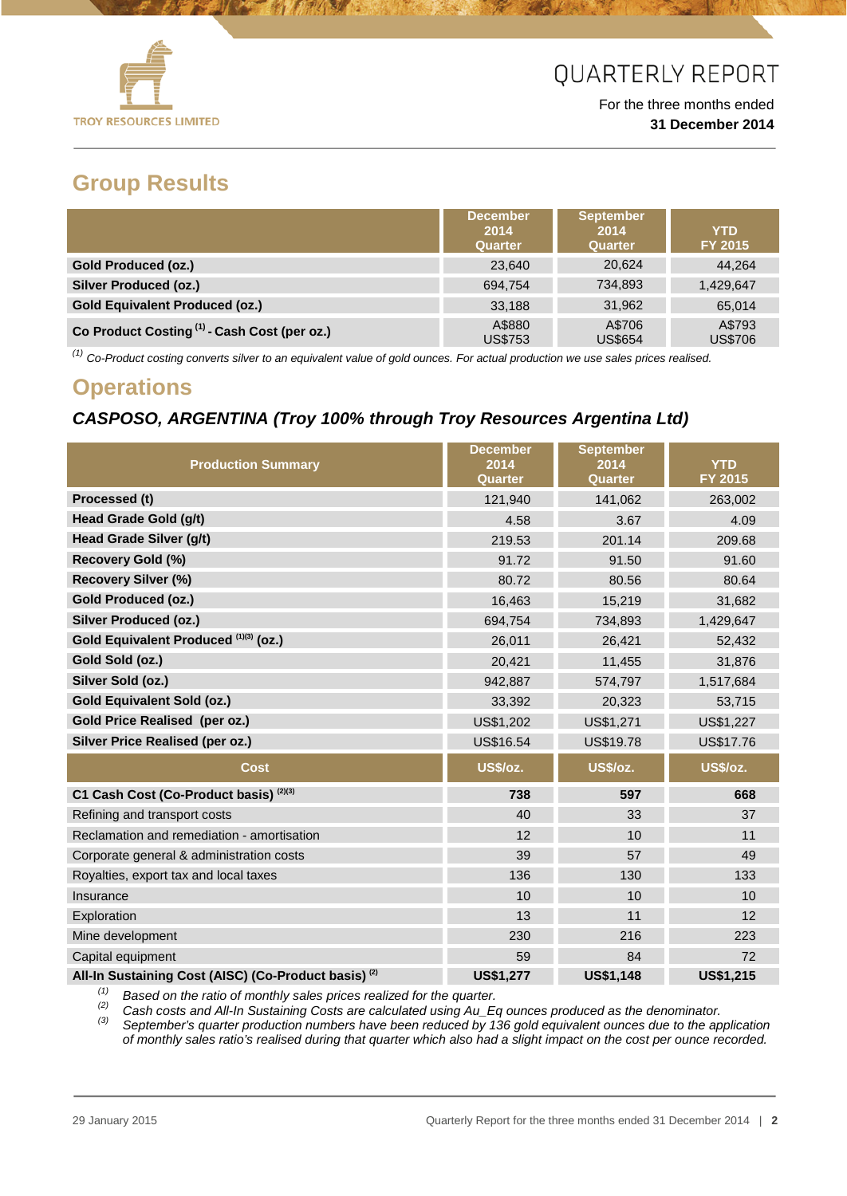# QUARTERLY REPORT

For the three months ended
**31 December 2014**

## Group Results

| | December 2014 Quarter | September 2014 Quarter | YTD FY 2015 |
|---|---|---|---|
| **Gold Produced (oz.)** | 23,640 | 20,624 | 44,264 |
| **Silver Produced (oz.)** | 694,754 | 734,893 | 1,429,647 |
| **Gold Equivalent Produced (oz.)** | 33,188 | 31,962 | 65,014 |
| **Co Product Costing [1] - Cash Cost (per oz.)** | A$880 US$753 | A$706 US$654 | A$793 US$706 |

*[1] Co-Product costing converts silver to an equivalent value of gold ounces. For actual production we use sales prices realised.*

## Operations

### *CASPOSO, ARGENTINA (Troy 100% through Troy Resources Argentina Ltd)*

| Production Summary | December 2014 Quarter | September 2014 Quarter | YTD FY 2015 |
|---|---|---|---|
| **Processed (t)** | 121,940 | 141,062 | 263,002 |
| **Head Grade Gold (g/t)** | 4.58 | 3.67 | 4.09 |
| **Head Grade Silver (g/t)** | 219.53 | 201.14 | 209.68 |
| **Recovery Gold (%)** | 91.72 | 91.50 | 91.60 |
| **Recovery Silver (%)** | 80.72 | 80.56 | 80.64 |
| **Gold Produced (oz.)** | 16,463 | 15,219 | 31,682 |
| **Silver Produced (oz.)** | 694,754 | 734,893 | 1,429,647 |
| **Gold Equivalent Produced [1][3] (oz.)** | 26,011 | 26,421 | 52,432 |
| **Gold Sold (oz.)** | 20,421 | 11,455 | 31,876 |
| **Silver Sold (oz.)** | 942,887 | 574,797 | 1,517,684 |
| **Gold Equivalent Sold (oz.)** | 33,392 | 20,323 | 53,715 |
| **Gold Price Realised (per oz.)** | US$1,202 | US$1,271 | US$1,227 |
| **Silver Price Realised (per oz.)** | US$16.54 | US$19.78 | US$17.76 |
| **Cost** | **US$/oz.** | **US$/oz.** | **US$/oz.** |
| **C1 Cash Cost (Co-Product basis) [2][3]** | **738** | **597** | **668** |
| Refining and transport costs | 40 | 33 | 37 |
| Reclamation and remediation - amortisation | 12 | 10 | 11 |
| Corporate general & administration costs | 39 | 57 | 49 |
| Royalties, export tax and local taxes | 136 | 130 | 133 |
| Insurance | 10 | 10 | 10 |
| Exploration | 13 | 11 | 12 |
| Mine development | 230 | 216 | 223 |
| Capital equipment | 59 | 84 | 72 |
| **All-In Sustaining Cost (AISC) (Co-Product basis) [2]** | **US$1,277** | **US$1,148** | **US$1,215** |

*[1] Based on the ratio of monthly sales prices realized for the quarter.*
*[2] Cash costs and All-In Sustaining Costs are calculated using Au_Eq ounces produced as the denominator.*
*[3] September's quarter production numbers have been reduced by 136 gold equivalent ounces due to the application of monthly sales ratio's realised during that quarter which also had a slight impact on the cost per ounce recorded.*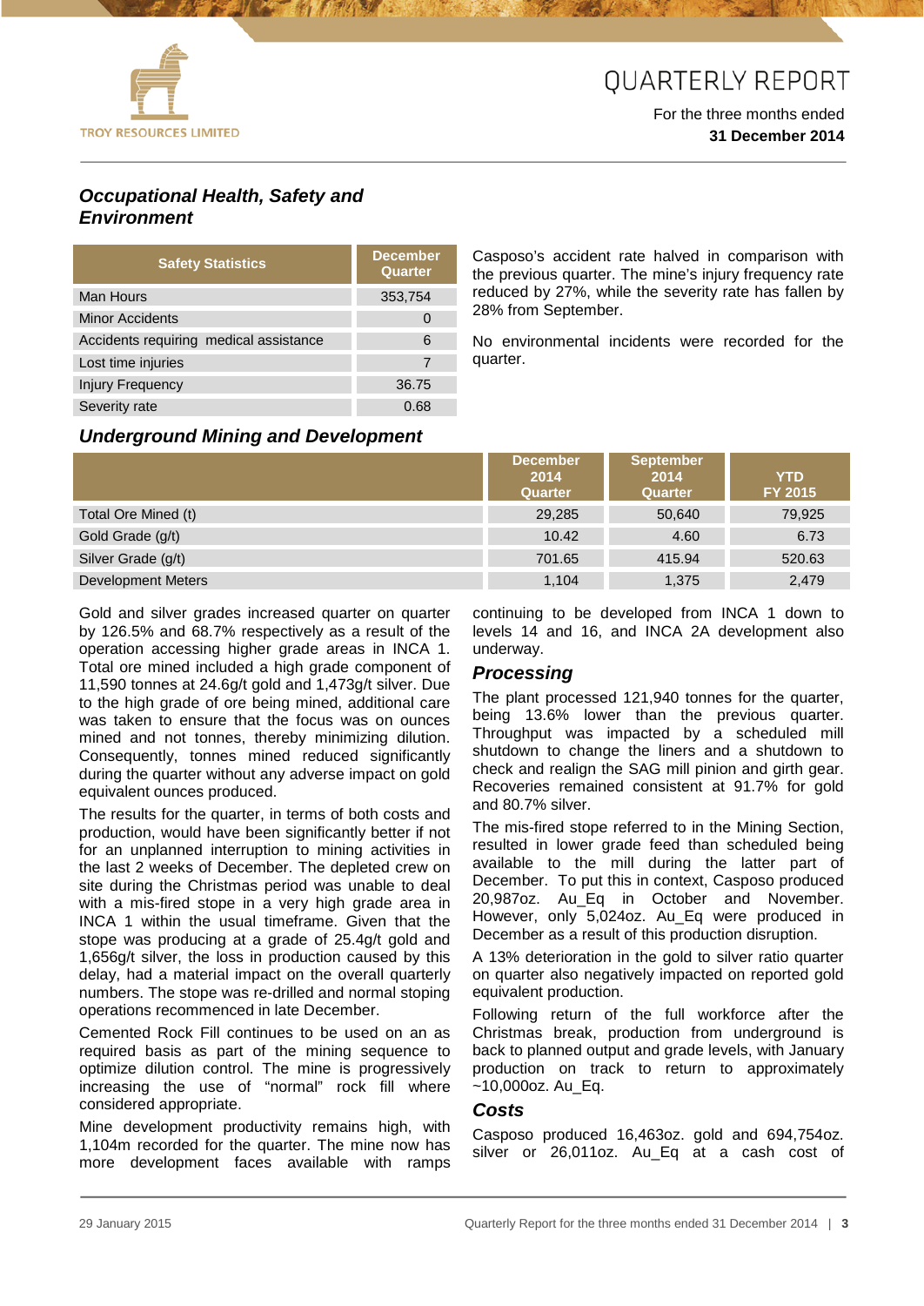## Occupational Health, Safety and Environment

| Safety Statistics | December Quarter |
|---|---|
| Man Hours | 353,754 |
| Minor Accidents | 0 |
| Accidents requiring medical assistance | 6 |
| Lost time injuries | 7 |
| Injury Frequency | 36.75 |
| Severity rate | 0.68 |

Casposo's accident rate halved in comparison with the previous quarter. The mine's injury frequency rate reduced by 27%, while the severity rate has fallen by 28% from September.

No environmental incidents were recorded for the quarter.

## Underground Mining and Development

| | December 2014 Quarter | September 2014 Quarter | YTD FY 2015 |
|---|---|---|---|
| Total Ore Mined (t) | 29,285 | 50,640 | 79,925 |
| Gold Grade (g/t) | 10.42 | 4.60 | 6.73 |
| Silver Grade (g/t) | 701.65 | 415.94 | 520.63 |
| Development Meters | 1,104 | 1,375 | 2,479 |

Gold and silver grades increased quarter on quarter by 126.5% and 68.7% respectively as a result of the operation accessing higher grade areas in INCA 1. Total ore mined included a high grade component of 11,590 tonnes at 24.6g/t gold and 1,473g/t silver. Due to the high grade of ore being mined, additional care was taken to ensure that the focus was on ounces mined and not tonnes, thereby minimizing dilution. Consequently, tonnes mined reduced significantly during the quarter without any adverse impact on gold equivalent ounces produced.

The results for the quarter, in terms of both costs and production, would have been significantly better if not for an unplanned interruption to mining activities in the last 2 weeks of December. The depleted crew on site during the Christmas period was unable to deal with a mis-fired stope in a very high grade area in INCA 1 within the usual timeframe. Given that the stope was producing at a grade of 25.4g/t gold and 1,656g/t silver, the loss in production caused by this delay, had a material impact on the overall quarterly numbers. The stope was re-drilled and normal stoping operations recommenced in late December.

Cemented Rock Fill continues to be used on an as required basis as part of the mining sequence to optimize dilution control. The mine is progressively increasing the use of "normal" rock fill where considered appropriate.

Mine development productivity remains high, with 1,104m recorded for the quarter. The mine now has more development faces available with ramps continuing to be developed from INCA 1 down to levels 14 and 16, and INCA 2A development also underway.

## Processing

The plant processed 121,940 tonnes for the quarter, being 13.6% lower than the previous quarter. Throughput was impacted by a scheduled mill shutdown to change the liners and a shutdown to check and realign the SAG mill pinion and girth gear. Recoveries remained consistent at 91.7% for gold and 80.7% silver.

The mis-fired stope referred to in the Mining Section, resulted in lower grade feed than scheduled being available to the mill during the latter part of December. To put this in context, Casposo produced 20,987oz. Au_Eq in October and November. However, only 5,024oz. Au_Eq were produced in December as a result of this production disruption.

A 13% deterioration in the gold to silver ratio quarter on quarter also negatively impacted on reported gold equivalent production.

Following return of the full workforce after the Christmas break, production from underground is back to planned output and grade levels, with January production on track to return to approximately ~10,000oz. Au_Eq.

## Costs

Casposo produced 16,463oz. gold and 694,754oz. silver or 26,011oz. Au_Eq at a cash cost of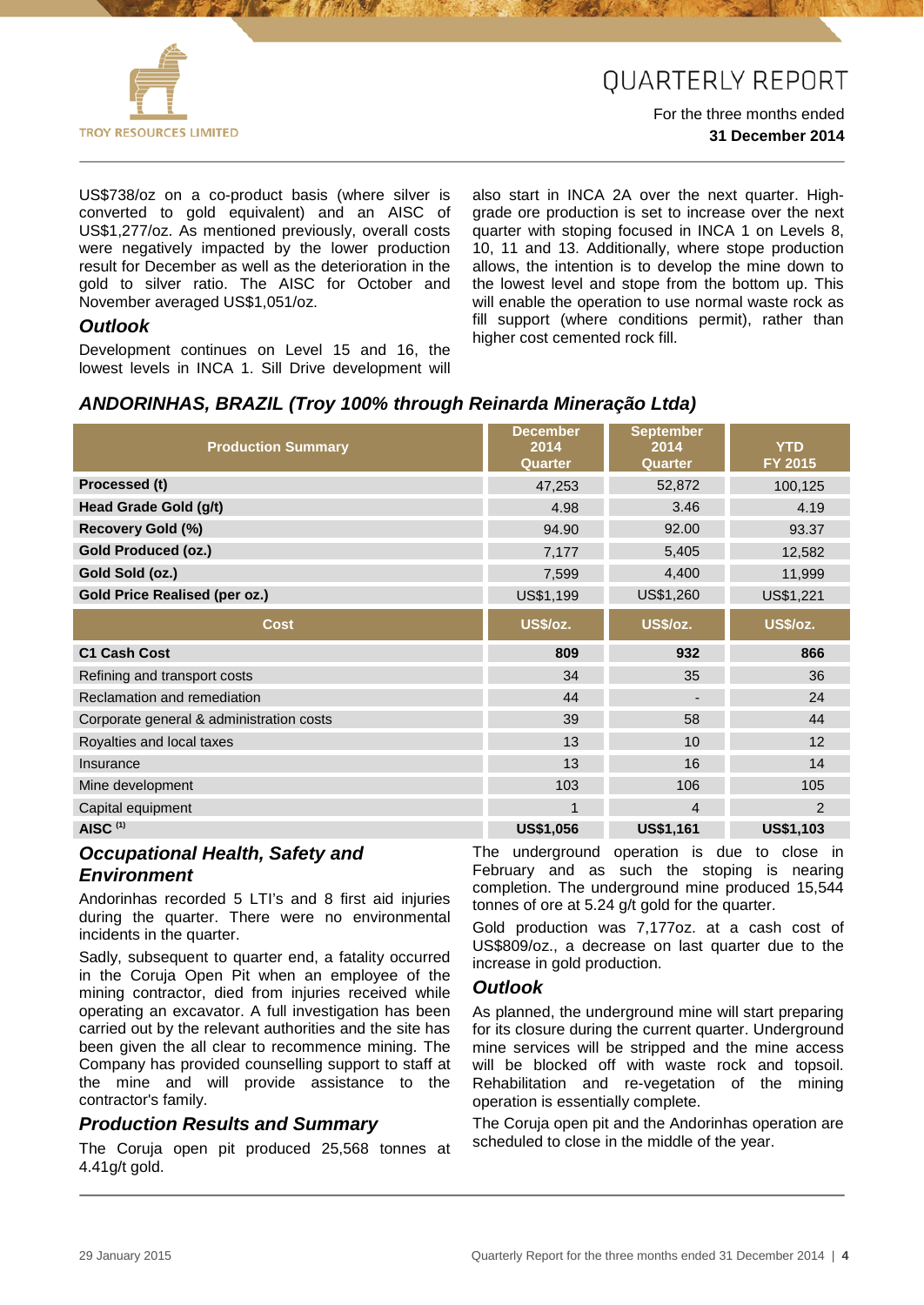US$738/oz on a co-product basis (where silver is converted to gold equivalent) and an AISC of US$1,277/oz. As mentioned previously, overall costs were negatively impacted by the lower production result for December as well as the deterioration in the gold to silver ratio. The AISC for October and November averaged US$1,051/oz.

### *Outlook*

Development continues on Level 15 and 16, the lowest levels in INCA 1. Sill Drive development will also start in INCA 2A over the next quarter. High-grade ore production is set to increase over the next quarter with stoping focused in INCA 1 on Levels 8, 10, 11 and 13. Additionally, where stope production allows, the intention is to develop the mine down to the lowest level and stope from the bottom up. This will enable the operation to use normal waste rock as fill support (where conditions permit), rather than higher cost cemented rock fill.

## *ANDORINHAS, BRAZIL (Troy 100% through Reinarda Mineração Ltda)*

| Production Summary | December 2014 Quarter | September 2014 Quarter | YTD FY 2015 |
|---|---|---|---|
| **Processed (t)** | 47,253 | 52,872 | 100,125 |
| **Head Grade Gold (g/t)** | 4.98 | 3.46 | 4.19 |
| **Recovery Gold (%)** | 94.90 | 92.00 | 93.37 |
| **Gold Produced (oz.)** | 7,177 | 5,405 | 12,582 |
| **Gold Sold (oz.)** | 7,599 | 4,400 | 11,999 |
| **Gold Price Realised (per oz.)** | US$1,199 | US$1,260 | US$1,221 |
| **Cost** | **US$/oz.** | **US$/oz.** | **US$/oz.** |
| **C1 Cash Cost** | **809** | **932** | **866** |
| Refining and transport costs | 34 | 35 | 36 |
| Reclamation and remediation | 44 | - | 24 |
| Corporate general & administration costs | 39 | 58 | 44 |
| Royalties and local taxes | 13 | 10 | 12 |
| Insurance | 13 | 16 | 14 |
| Mine development | 103 | 106 | 105 |
| Capital equipment | 1 | 4 | 2 |
| **AISC [1]** | **US$1,056** | **US$1,161** | **US$1,103** |

### *Occupational Health, Safety and Environment*

Andorinhas recorded 5 LTI's and 8 first aid injuries during the quarter. There were no environmental incidents in the quarter.

Sadly, subsequent to quarter end, a fatality occurred in the Coruja Open Pit when an employee of the mining contractor, died from injuries received while operating an excavator. A full investigation has been carried out by the relevant authorities and the site has been given the all clear to recommence mining. The Company has provided counselling support to staff at the mine and will provide assistance to the contractor's family.

### *Production Results and Summary*

The Coruja open pit produced 25,568 tonnes at 4.41g/t gold.

The underground operation is due to close in February and as such the stoping is nearing completion. The underground mine produced 15,544 tonnes of ore at 5.24 g/t gold for the quarter.

Gold production was 7,177oz. at a cash cost of US$809/oz., a decrease on last quarter due to the increase in gold production.

### *Outlook*

As planned, the underground mine will start preparing for its closure during the current quarter. Underground mine services will be stripped and the mine access will be blocked off with waste rock and topsoil. Rehabilitation and re-vegetation of the mining operation is essentially complete.

The Coruja open pit and the Andorinhas operation are scheduled to close in the middle of the year.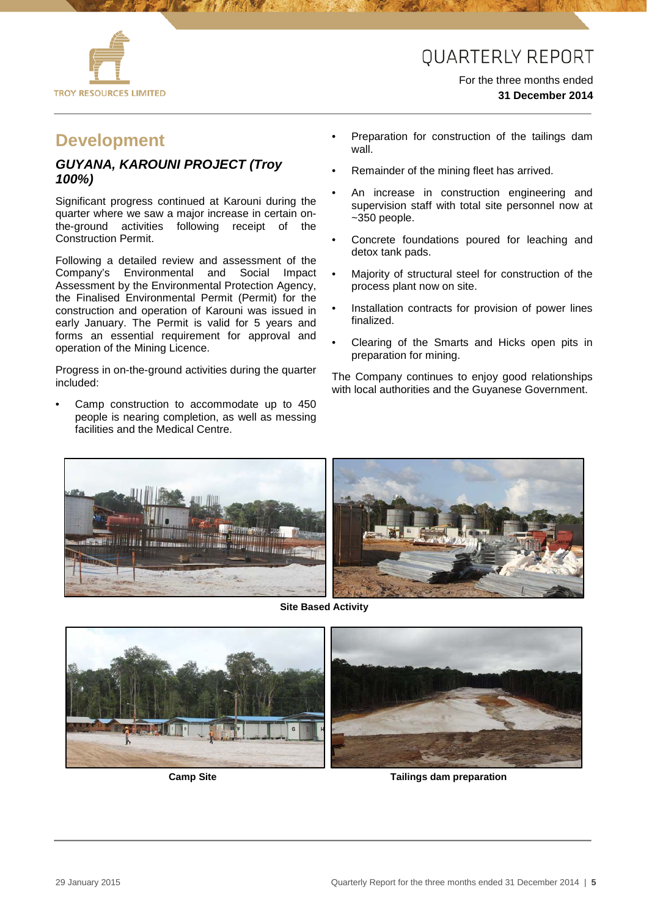## Development

### *GUYANA, KAROUNI PROJECT (Troy 100%)*

Significant progress continued at Karouni during the quarter where we saw a major increase in certain on-the-ground activities following receipt of the Construction Permit.

Following a detailed review and assessment of the Company's Environmental and Social Impact Assessment by the Environmental Protection Agency, the Finalised Environmental Permit (Permit) for the construction and operation of Karouni was issued in early January. The Permit is valid for 5 years and forms an essential requirement for approval and operation of the Mining Licence.

Progress in on-the-ground activities during the quarter included:

- Camp construction to accommodate up to 450 people is nearing completion, as well as messing facilities and the Medical Centre.
- Preparation for construction of the tailings dam wall.
- Remainder of the mining fleet has arrived.
- An increase in construction engineering and supervision staff with total site personnel now at ~350 people.
- Concrete foundations poured for leaching and detox tank pads.
- Majority of structural steel for construction of the process plant now on site.
- Installation contracts for provision of power lines finalized.
- Clearing of the Smarts and Hicks open pits in preparation for mining.

The Company continues to enjoy good relationships with local authorities and the Guyanese Government.

**Site Based Activity**

**Camp Site**

**Tailings dam preparation**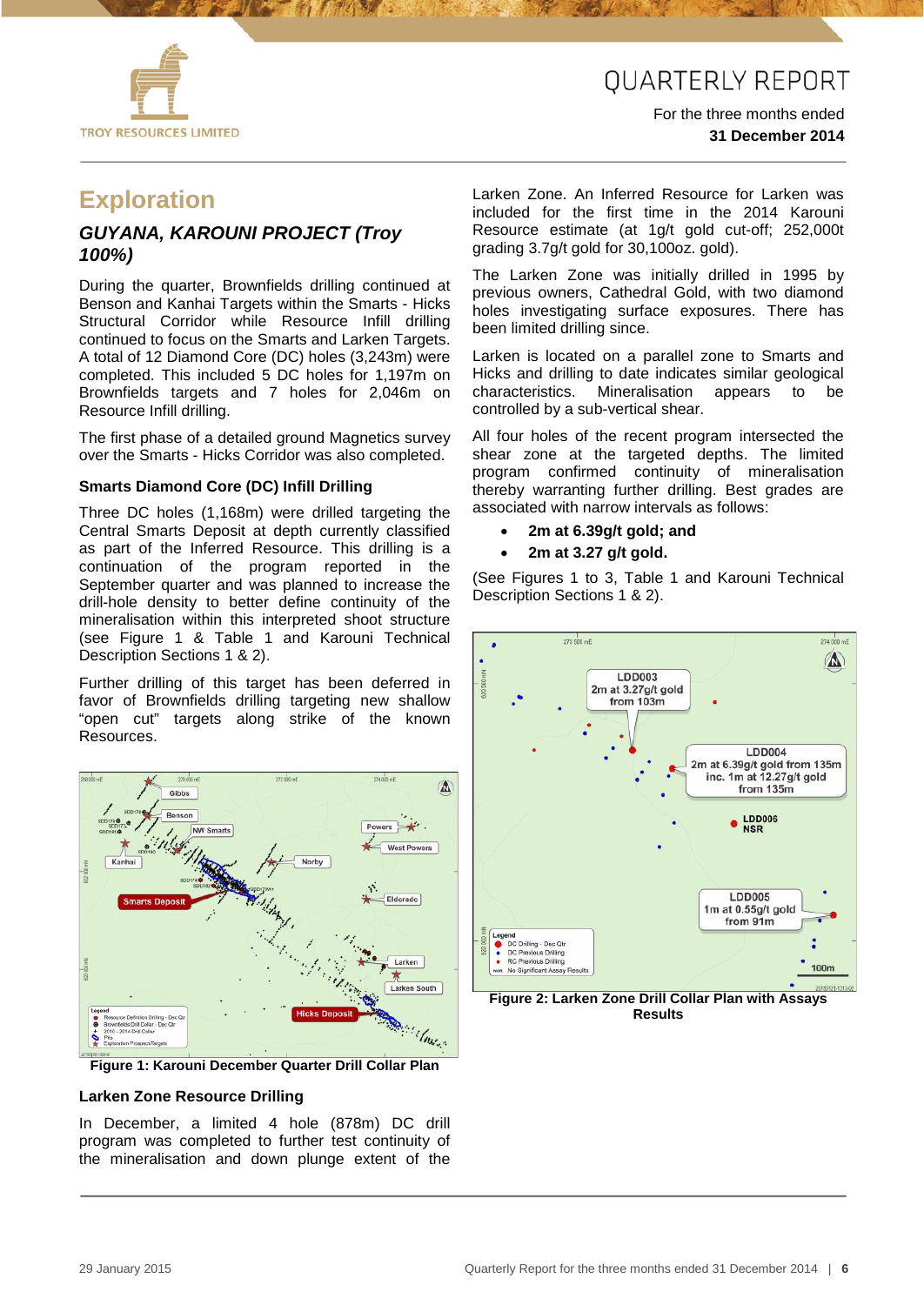# Exploration

## *GUYANA, KAROUNI PROJECT (Troy 100%)*

During the quarter, Brownfields drilling continued at Benson and Kanhai Targets within the Smarts - Hicks Structural Corridor while Resource Infill drilling continued to focus on the Smarts and Larken Targets. A total of 12 Diamond Core (DC) holes (3,243m) were completed. This included 5 DC holes for 1,197m on Brownfields targets and 7 holes for 2,046m on Resource Infill drilling.

The first phase of a detailed ground Magnetics survey over the Smarts - Hicks Corridor was also completed.

### Smarts Diamond Core (DC) Infill Drilling

Three DC holes (1,168m) were drilled targeting the Central Smarts Deposit at depth currently classified as part of the Inferred Resource. This drilling is a continuation of the program reported in the September quarter and was planned to increase the drill-hole density to better define continuity of the mineralisation within this interpreted shoot structure (see Figure 1 & Table 1 and Karouni Technical Description Sections 1 & 2).

Further drilling of this target has been deferred in favor of Brownfields drilling targeting new shallow "open cut" targets along strike of the known Resources.

Figure 1: Karouni December Quarter Drill Collar Plan

### Larken Zone Resource Drilling

In December, a limited 4 hole (878m) DC drill program was completed to further test continuity of the mineralisation and down plunge extent of the Larken Zone. An Inferred Resource for Larken was included for the first time in the 2014 Karouni Resource estimate (at 1g/t gold cut-off; 252,000t grading 3.7g/t gold for 30,100oz. gold).

The Larken Zone was initially drilled in 1995 by previous owners, Cathedral Gold, with two diamond holes investigating surface exposures. There has been limited drilling since.

Larken is located on a parallel zone to Smarts and Hicks and drilling to date indicates similar geological characteristics. Mineralisation appears to be controlled by a sub-vertical shear.

All four holes of the recent program intersected the shear zone at the targeted depths. The limited program confirmed continuity of mineralisation thereby warranting further drilling. Best grades are associated with narrow intervals as follows:

- **2m at 6.39g/t gold; and**
- **2m at 3.27 g/t gold.**

(See Figures 1 to 3, Table 1 and Karouni Technical Description Sections 1 & 2).

Figure 2: Larken Zone Drill Collar Plan with Assays Results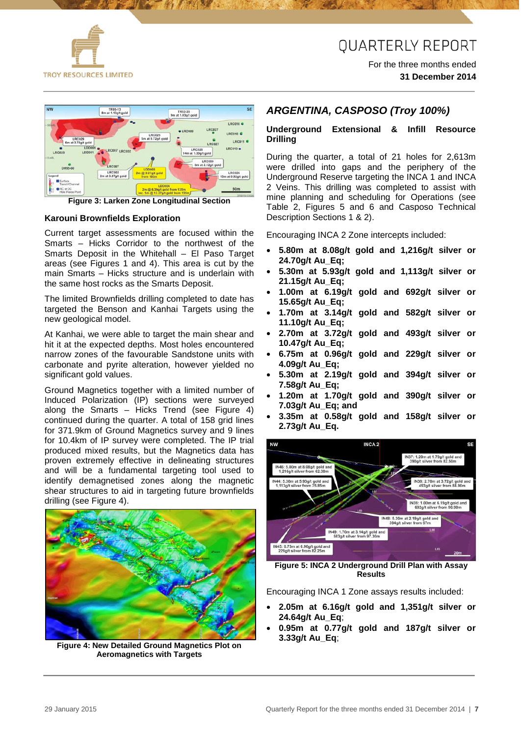Figure 3: Larken Zone Longitudinal Section

### Karouni Brownfields Exploration

Current target assessments are focused within the Smarts – Hicks Corridor to the northwest of the Smarts Deposit in the Whitehall – El Paso Target areas (see Figures 1 and 4). This area is cut by the main Smarts – Hicks structure and is underlain with the same host rocks as the Smarts Deposit.

The limited Brownfields drilling completed to date has targeted the Benson and Kanhai Targets using the new geological model.

At Kanhai, we were able to target the main shear and hit it at the expected depths. Most holes encountered narrow zones of the favourable Sandstone units with carbonate and pyrite alteration, however yielded no significant gold values.

Ground Magnetics together with a limited number of Induced Polarization (IP) sections were surveyed along the Smarts – Hicks Trend (see Figure 4) continued during the quarter. A total of 158 grid lines for 371.9km of Ground Magnetics survey and 9 lines for 10.4km of IP survey were completed. The IP trial produced mixed results, but the Magnetics data has proven extremely effective in delineating structures and will be a fundamental targeting tool used to identify demagnetised zones along the magnetic shear structures to aid in targeting future brownfields drilling (see Figure 4).

Figure 4: New Detailed Ground Magnetics Plot on Aeromagnetics with Targets

## *ARGENTINA, CASPOSO (Troy 100%)*

### Underground Extensional & Infill Resource Drilling

During the quarter, a total of 21 holes for 2,613m were drilled into gaps and the periphery of the Underground Reserve targeting the INCA 1 and INCA 2 Veins. This drilling was completed to assist with mine planning and scheduling for Operations (see Table 2, Figures 5 and 6 and Casposo Technical Description Sections 1 & 2).

Encouraging INCA 2 Zone intercepts included:

- **5.80m at 8.08g/t gold and 1,216g/t silver or 24.70g/t Au_Eq;**
- **5.30m at 5.93g/t gold and 1,113g/t silver or 21.15g/t Au_Eq;**
- **1.00m at 6.19g/t gold and 692g/t silver or 15.65g/t Au_Eq;**
- **1.70m at 3.14g/t gold and 582g/t silver or 11.10g/t Au_Eq;**
- **2.70m at 3.72g/t gold and 493g/t silver or 10.47g/t Au_Eq;**
- **6.75m at 0.96g/t gold and 229g/t silver or 4.09g/t Au_Eq;**
- **5.30m at 2.19g/t gold and 394g/t silver or 7.58g/t Au_Eq;**
- **1.20m at 1.70g/t gold and 390g/t silver or 7.03g/t Au_Eq; and**
- **3.35m at 0.58g/t gold and 158g/t silver or 2.73g/t Au_Eq.**

Figure 5: INCA 2 Underground Drill Plan with Assay Results

Encouraging INCA 1 Zone assays results included:

- **2.05m at 6.16g/t gold and 1,351g/t silver or 24.64g/t Au_Eq**;
- **0.95m at 0.77g/t gold and 187g/t silver or 3.33g/t Au_Eq**;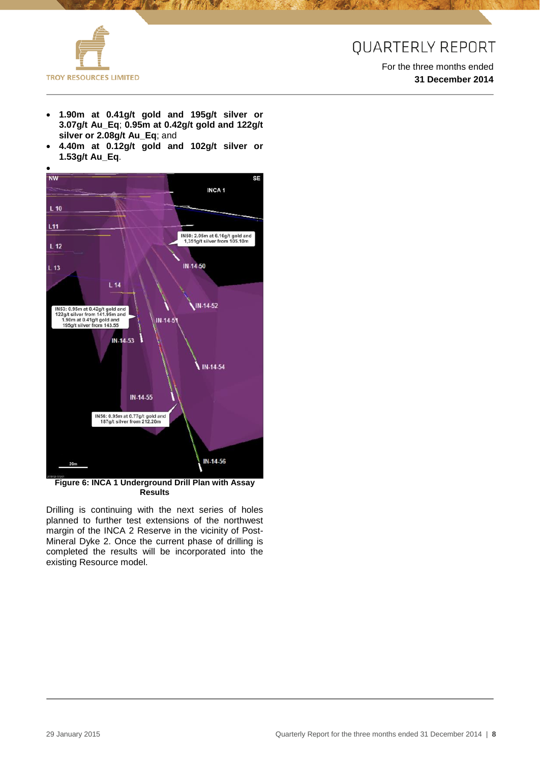- **1.90m at 0.41g/t gold and 195g/t silver or 3.07g/t Au_Eq**; **0.95m at 0.42g/t gold and 122g/t silver or 2.08g/t Au_Eq**; and
- **4.40m at 0.12g/t gold and 102g/t silver or 1.53g/t Au_Eq**.
-

**Figure 6: INCA 1 Underground Drill Plan with Assay Results**

Drilling is continuing with the next series of holes planned to further test extensions of the northwest margin of the INCA 2 Reserve in the vicinity of Post-Mineral Dyke 2. Once the current phase of drilling is completed the results will be incorporated into the existing Resource model.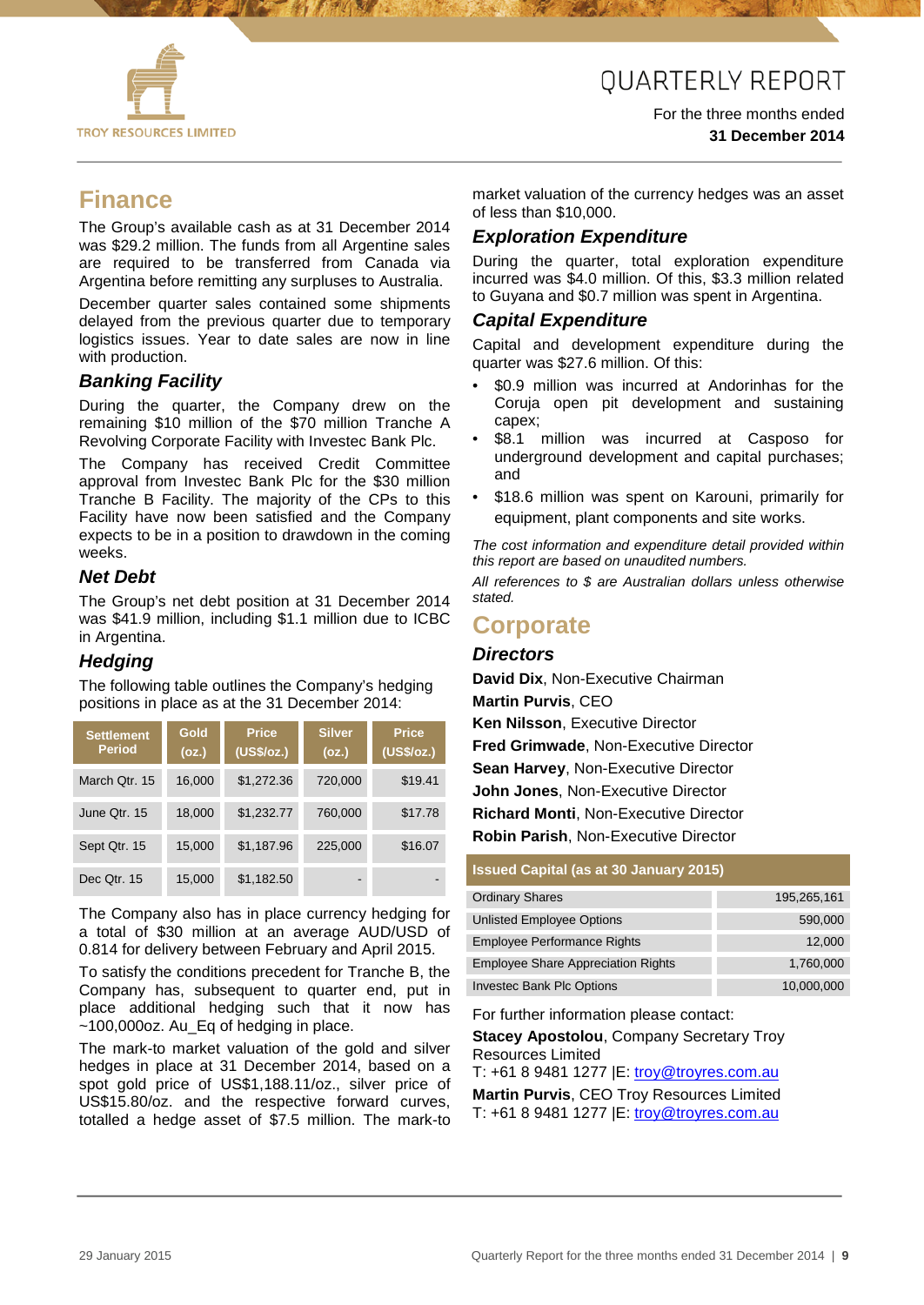# QUARTERLY REPORT

For the three months ended
**31 December 2014**

## Finance

The Group's available cash as at 31 December 2014 was $29.2 million. The funds from all Argentine sales are required to be transferred from Canada via Argentina before remitting any surpluses to Australia.

December quarter sales contained some shipments delayed from the previous quarter due to temporary logistics issues. Year to date sales are now in line with production.

### *Banking Facility*

During the quarter, the Company drew on the remaining $10 million of the $70 million Tranche A Revolving Corporate Facility with Investec Bank Plc.

The Company has received Credit Committee approval from Investec Bank Plc for the $30 million Tranche B Facility. The majority of the CPs to this Facility have now been satisfied and the Company expects to be in a position to drawdown in the coming weeks.

### *Net Debt*

The Group's net debt position at 31 December 2014 was $41.9 million, including $1.1 million due to ICBC in Argentina.

### *Hedging*

The following table outlines the Company's hedging positions in place as at the 31 December 2014:

| Settlement Period | Gold (oz.) | Price (US$/oz.) | Silver (oz.) | Price (US$/oz.) |
|---|---|---|---|---|
| March Qtr. 15 | 16,000 | $1,272.36 | 720,000 | $19.41 |
| June Qtr. 15 | 18,000 | $1,232.77 | 760,000 | $17.78 |
| Sept Qtr. 15 | 15,000 | $1,187.96 | 225,000 | $16.07 |
| Dec Qtr. 15 | 15,000 | $1,182.50 | - | - |

The Company also has in place currency hedging for a total of $30 million at an average AUD/USD of 0.814 for delivery between February and April 2015.

To satisfy the conditions precedent for Tranche B, the Company has, subsequent to quarter end, put in place additional hedging such that it now has ~100,000oz. Au_Eq of hedging in place.

The mark-to market valuation of the gold and silver hedges in place at 31 December 2014, based on a spot gold price of US$1,188.11/oz., silver price of US$15.80/oz. and the respective forward curves, totalled a hedge asset of $7.5 million. The mark-to market valuation of the currency hedges was an asset of less than $10,000.

### *Exploration Expenditure*

During the quarter, total exploration expenditure incurred was $4.0 million. Of this, $3.3 million related to Guyana and $0.7 million was spent in Argentina.

### *Capital Expenditure*

Capital and development expenditure during the quarter was $27.6 million. Of this:

- $0.9 million was incurred at Andorinhas for the Coruja open pit development and sustaining capex;
- $8.1 million was incurred at Casposo for underground development and capital purchases; and
- $18.6 million was spent on Karouni, primarily for equipment, plant components and site works.

*The cost information and expenditure detail provided within this report are based on unaudited numbers.*

*All references to $ are Australian dollars unless otherwise stated.*

## Corporate

### *Directors*

**David Dix**, Non-Executive Chairman
**Martin Purvis**, CEO
**Ken Nilsson**, Executive Director
**Fred Grimwade**, Non-Executive Director
**Sean Harvey**, Non-Executive Director
**John Jones**, Non-Executive Director
**Richard Monti**, Non-Executive Director
**Robin Parish**, Non-Executive Director

| Issued Capital (as at 30 January 2015) | |
|---|---|
| Ordinary Shares | 195,265,161 |
| Unlisted Employee Options | 590,000 |
| Employee Performance Rights | 12,000 |
| Employee Share Appreciation Rights | 1,760,000 |
| Investec Bank Plc Options | 10,000,000 |

For further information please contact:

**Stacey Apostolou**, Company Secretary Troy Resources Limited
T: +61 8 9481 1277 |E: troy@troyres.com.au

**Martin Purvis**, CEO Troy Resources Limited
T: +61 8 9481 1277 |E: troy@troyres.com.au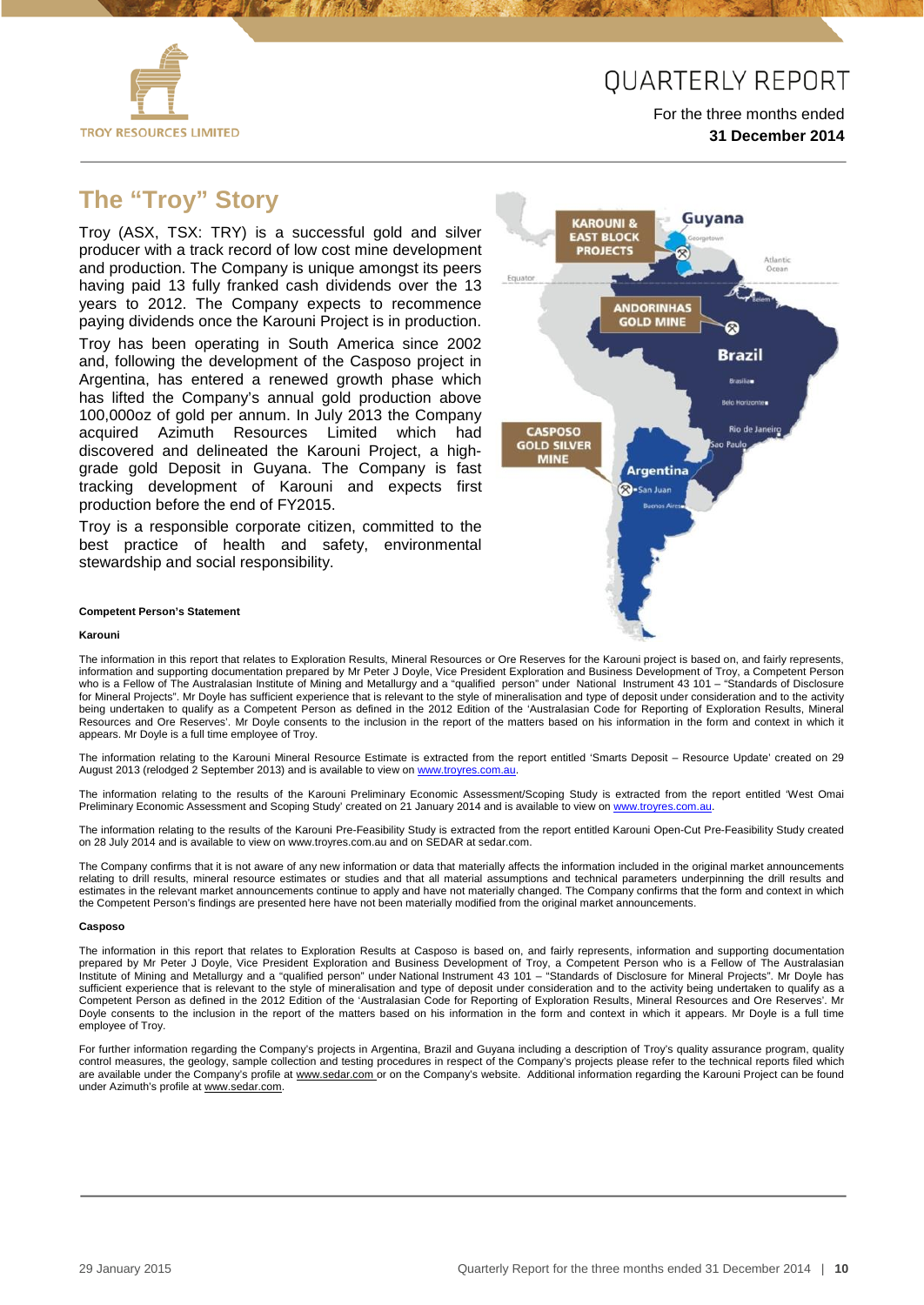## The "Troy" Story

Troy (ASX, TSX: TRY) is a successful gold and silver producer with a track record of low cost mine development and production. The Company is unique amongst its peers having paid 13 fully franked cash dividends over the 13 years to 2012. The Company expects to recommence paying dividends once the Karouni Project is in production.

Troy has been operating in South America since 2002 and, following the development of the Casposo project in Argentina, has entered a renewed growth phase which has lifted the Company's annual gold production above 100,000oz of gold per annum. In July 2013 the Company acquired Azimuth Resources Limited which had discovered and delineated the Karouni Project, a high-grade gold Deposit in Guyana. The Company is fast tracking development of Karouni and expects first production before the end of FY2015.

Troy is a responsible corporate citizen, committed to the best practice of health and safety, environmental stewardship and social responsibility.

**Competent Person's Statement**

**Karouni**

The information in this report that relates to Exploration Results, Mineral Resources or Ore Reserves for the Karouni project is based on, and fairly represents, information and supporting documentation prepared by Mr Peter J Doyle, Vice President Exploration and Business Development of Troy, a Competent Person who is a Fellow of The Australasian Institute of Mining and Metallurgy and a "qualified person" under National Instrument 43 101 – "Standards of Disclosure for Mineral Projects". Mr Doyle has sufficient experience that is relevant to the style of mineralisation and type of deposit under consideration and to the activity being undertaken to qualify as a Competent Person as defined in the 2012 Edition of the 'Australasian Code for Reporting of Exploration Results, Mineral Resources and Ore Reserves'. Mr Doyle consents to the inclusion in the report of the matters based on his information in the form and context in which it appears. Mr Doyle is a full time employee of Troy.

The information relating to the Karouni Mineral Resource Estimate is extracted from the report entitled 'Smarts Deposit – Resource Update' created on 29 August 2013 (relodged 2 September 2013) and is available to view on www.troyres.com.au.

The information relating to the results of the Karouni Preliminary Economic Assessment/Scoping Study is extracted from the report entitled 'West Omai Preliminary Economic Assessment and Scoping Study' created on 21 January 2014 and is available to view on www.troyres.com.au.

The information relating to the results of the Karouni Pre-Feasibility Study is extracted from the report entitled Karouni Open-Cut Pre-Feasibility Study created on 28 July 2014 and is available to view on www.troyres.com.au and on SEDAR at sedar.com.

The Company confirms that it is not aware of any new information or data that materially affects the information included in the original market announcements relating to drill results, mineral resource estimates or studies and that all material assumptions and technical parameters underpinning the drill results and estimates in the relevant market announcements continue to apply and have not materially changed. The Company confirms that the form and context in which the Competent Person's findings are presented here have not been materially modified from the original market announcements.

**Casposo**

The information in this report that relates to Exploration Results at Casposo is based on, and fairly represents, information and supporting documentation prepared by Mr Peter J Doyle, Vice President Exploration and Business Development of Troy, a Competent Person who is a Fellow of The Australasian Institute of Mining and Metallurgy and a "qualified person" under National Instrument 43 101 – "Standards of Disclosure for Mineral Projects". Mr Doyle has sufficient experience that is relevant to the style of mineralisation and type of deposit under consideration and to the activity being undertaken to qualify as a Competent Person as defined in the 2012 Edition of the 'Australasian Code for Reporting of Exploration Results, Mineral Resources and Ore Reserves'. Mr Doyle consents to the inclusion in the report of the matters based on his information in the form and context in which it appears. Mr Doyle is a full time employee of Troy.

For further information regarding the Company's projects in Argentina, Brazil and Guyana including a description of Troy's quality assurance program, quality control measures, the geology, sample collection and testing procedures in respect of the Company's projects please refer to the technical reports filed which are available under the Company's profile at www.sedar.com or on the Company's website. Additional information regarding the Karouni Project can be found under Azimuth's profile at www.sedar.com.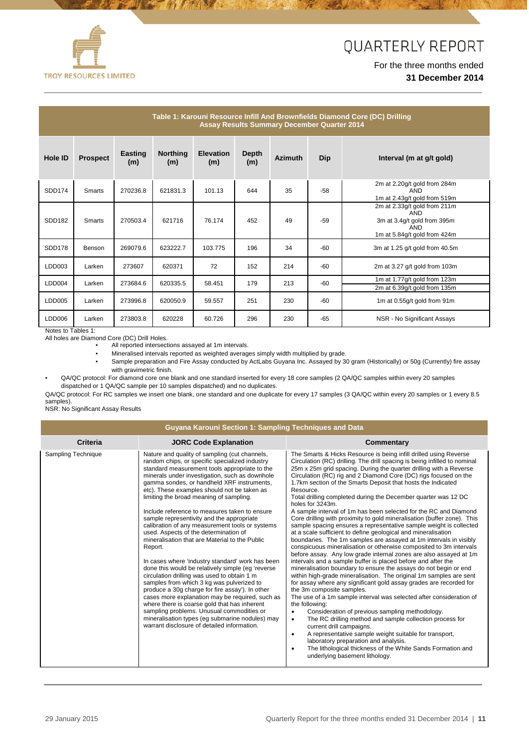**Table 1: Karouni Resource Infill And Brownfields Diamond Core (DC) Drilling Assay Results Summary December Quarter 2014**

| Hole ID | Prospect | Easting (m) | Northing (m) | Elevation (m) | Depth (m) | Azimuth | Dip | Interval (m at g/t gold) |
|---|---|---|---|---|---|---|---|---|
| SDD174 | Smarts | 270236.8 | 621831.3 | 101.13 | 644 | 35 | -58 | 2m at 2.20g/t gold from 284m AND 1m at 2.43g/t gold from 519m |
| SDD182 | Smarts | 270503.4 | 621716 | 76.174 | 452 | 49 | -59 | 2m at 2.33g/t gold from 211m AND 3m at 3.4g/t gold from 395m AND 1m at 5.84g/t gold from 424m |
| SDD178 | Benson | 269079.6 | 623222.7 | 103.775 | 196 | 34 | -60 | 3m at 1.25 g/t gold from 40.5m |
| LDD003 | Larken | 273607 | 620371 | 72 | 152 | 214 | -60 | 2m at 3.27 g/t gold from 103m |
| LDD004 | Larken | 273684.6 | 620335.5 | 58.451 | 179 | 213 | -60 | 1m at 1.77g/t gold from 123m; 2m at 6.39g/t gold from 135m |
| LDD005 | Larken | 273996.8 | 620050.9 | 59.557 | 251 | 230 | -60 | 1m at 0.55g/t gold from 91m |
| LDD006 | Larken | 273803.8 | 620228 | 60.726 | 296 | 230 | -65 | NSR - No Significant Assays |

Notes to Tables 1:
All holes are Diamond Core (DC) Drill Holes.

- All reported intersections assayed at 1m intervals.
- Mineralised intervals reported as weighted averages simply width multiplied by grade.
- Sample preparation and Fire Assay conducted by ActLabs Guyana Inc. Assayed by 30 gram (Historically) or 50g (Currently) fire assay with gravimetric finish.
- QA/QC protocol: For diamond core one blank and one standard inserted for every 18 core samples (2 QA/QC samples within every 20 samples dispatched or 1 QA/QC sample per 10 samples dispatched) and no duplicates.

QA/QC protocol: For RC samples we insert one blank, one standard and one duplicate for every 17 samples (3 QA/QC within every 20 samples or 1 every 8.5 samples).
NSR: No Significant Assay Results

**Guyana Karouni Section 1: Sampling Techniques and Data**

| Criteria | JORC Code Explanation | Commentary |
|---|---|---|
| Sampling Technique | Nature and quality of sampling (cut channels, random chips, or specific specialized industry standard measurement tools appropriate to the minerals under investigation, such as downhole gamma sondes, or handheld XRF instruments, etc). These examples should not be taken as limiting the broad meaning of sampling.<br><br>Include reference to measures taken to ensure sample representivity and the appropriate calibration of any measurement tools or systems used. Aspects of the determination of mineralisation that are Material to the Public Report.<br><br>In cases where 'industry standard' work has been done this would be relatively simple (eg 'reverse circulation drilling was used to obtain 1 m samples from which 3 kg was pulverized to produce a 30g charge for fire assay'). In other cases more explanation may be required, such as where there is coarse gold that has inherent sampling problems. Unusual commodities or mineralisation types (eg submarine nodules) may warrant disclosure of detailed information. | The Smarts & Hicks Resource is being infill drilled using Reverse Circulation (RC) drilling. The drill spacing is being infilled to nominal 25m x 25m grid spacing. During the quarter drilling with a Reverse Circulation (RC) rig and 2 Diamond Core (DC) rigs focused on the 1.7km section of the Smarts Deposit that hosts the Indicated Resource.<br>Total drilling completed during the December quarter was 12 DC holes for 3243m.<br>A sample interval of 1m has been selected for the RC and Diamond Core drilling with proximity to gold mineralisation (buffer zone). This sample spacing ensures a representative sample weight is collected at a scale sufficient to define geological and mineralisation boundaries. The 1m samples are assayed at 1m intervals in visibly conspicuous mineralisation or otherwise composited to 3m intervals before assay. Any low grade internal zones are also assayed at 1m intervals and a sample buffer is placed before and after the mineralisation boundary to ensure the assays do not begin or end within high-grade mineralisation. The original 1m samples are sent for assay where any significant gold assay grades are recorded for the 3m composite samples.<br>The use of a 1m sample interval was selected after consideration of the following:<br>• Consideration of previous sampling methodology.<br>• The RC drilling method and sample collection process for current drill campaigns.<br>• A representative sample weight suitable for transport, laboratory preparation and analysis.<br>• The lithological thickness of the White Sands Formation and underlying basement lithology. |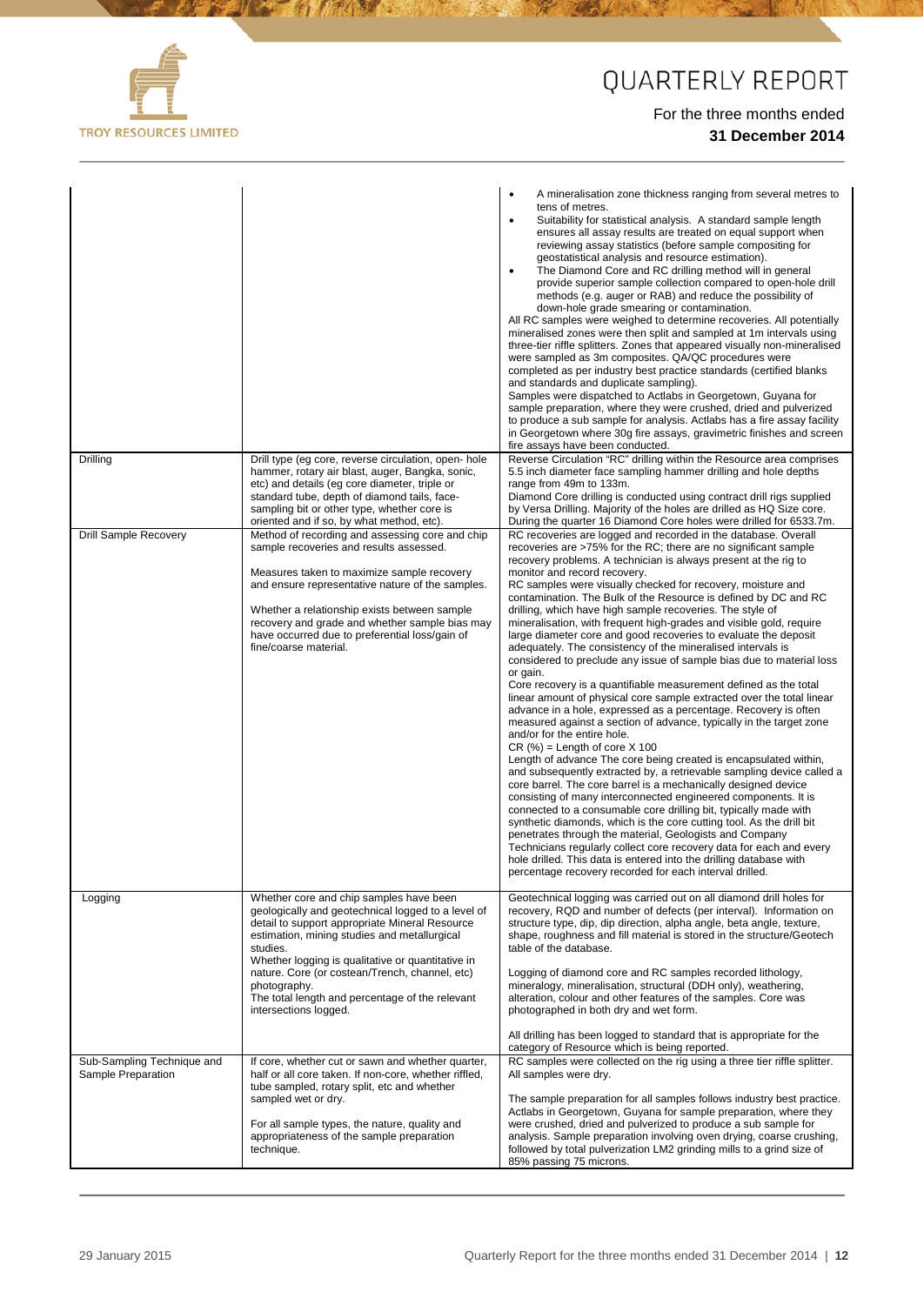| | | |
|---|---|---|
| | | • A mineralisation zone thickness ranging from several metres to tens of metres.<br>• Suitability for statistical analysis. A standard sample length ensures all assay results are treated on equal support when reviewing assay statistics (before sample compositing for geostatistical analysis and resource estimation).<br>• The Diamond Core and RC drilling method will in general provide superior sample collection compared to open-hole drill methods (e.g. auger or RAB) and reduce the possibility of down-hole grade smearing or contamination.<br>All RC samples were weighed to determine recoveries. All potentially mineralised zones were then split and sampled at 1m intervals using three-tier riffle splitters. Zones that appeared visually non-mineralised were sampled as 3m composites. QA/QC procedures were completed as per industry best practice standards (certified blanks and standards and duplicate sampling).<br>Samples were dispatched to Actlabs in Georgetown, Guyana for sample preparation, where they were crushed, dried and pulverized to produce a sub sample for analysis. Actlabs has a fire assay facility in Georgetown where 30g fire assays, gravimetric finishes and screen fire assays have been conducted. |
| Drilling | Drill type (eg core, reverse circulation, open- hole hammer, rotary air blast, auger, Bangka, sonic, etc) and details (eg core diameter, triple or standard tube, depth of diamond tails, face-sampling bit or other type, whether core is oriented and if so, by what method, etc). | Reverse Circulation "RC" drilling within the Resource area comprises 5.5 inch diameter face sampling hammer drilling and hole depths range from 49m to 133m.<br>Diamond Core drilling is conducted using contract drill rigs supplied by Versa Drilling. Majority of the holes are drilled as HQ Size core.<br>During the quarter 16 Diamond Core holes were drilled for 6533.7m. |
| Drill Sample Recovery | Method of recording and assessing core and chip sample recoveries and results assessed.<br><br>Measures taken to maximize sample recovery and ensure representative nature of the samples.<br><br>Whether a relationship exists between sample recovery and grade and whether sample bias may have occurred due to preferential loss/gain of fine/coarse material. | RC recoveries are logged and recorded in the database. Overall recoveries are >75% for the RC; there are no significant sample recovery problems. A technician is always present at the rig to monitor and record recovery.<br>RC samples were visually checked for recovery, moisture and contamination. The Bulk of the Resource is defined by DC and RC drilling, which have high sample recoveries. The style of mineralisation, with frequent high-grades and visible gold, require large diameter core and good recoveries to evaluate the deposit adequately. The consistency of the mineralised intervals is considered to preclude any issue of sample bias due to material loss or gain.<br>Core recovery is a quantifiable measurement defined as the total linear amount of physical core sample extracted over the total linear advance in a hole, expressed as a percentage. Recovery is often measured against a section of advance, typically in the target zone and/or for the entire hole.<br>CR (%) = Length of core X 100<br>Length of advance The core being created is encapsulated within, and subsequently extracted by, a retrievable sampling device called a core barrel. The core barrel is a mechanically designed device consisting of many interconnected engineered components. It is connected to a consumable core drilling bit, typically made with synthetic diamonds, which is the core cutting tool. As the drill bit penetrates through the material, Geologists and Company Technicians regularly collect core recovery data for each and every hole drilled. This data is entered into the drilling database with percentage recovery recorded for each interval drilled. |
| Logging | Whether core and chip samples have been geologically and geotechnical logged to a level of detail to support appropriate Mineral Resource estimation, mining studies and metallurgical studies.<br>Whether logging is qualitative or quantitative in nature. Core (or costean/Trench, channel, etc) photography.<br>The total length and percentage of the relevant intersections logged. | Geotechnical logging was carried out on all diamond drill holes for recovery, RQD and number of defects (per interval). Information on structure type, dip, dip direction, alpha angle, beta angle, texture, shape, roughness and fill material is stored in the structure/Geotech table of the database.<br><br>Logging of diamond core and RC samples recorded lithology, mineralogy, mineralisation, structural (DDH only), weathering, alteration, colour and other features of the samples. Core was photographed in both dry and wet form.<br><br>All drilling has been logged to standard that is appropriate for the category of Resource which is being reported. |
| Sub-Sampling Technique and Sample Preparation | If core, whether cut or sawn and whether quarter, half or all core taken. If non-core, whether riffled, tube sampled, rotary split, etc and whether sampled wet or dry.<br><br>For all sample types, the nature, quality and appropriateness of the sample preparation technique. | RC samples were collected on the rig using a three tier riffle splitter. All samples were dry.<br><br>The sample preparation for all samples follows industry best practice. Actlabs in Georgetown, Guyana for sample preparation, where they were crushed, dried and pulverized to produce a sub sample for analysis. Sample preparation involving oven drying, coarse crushing, followed by total pulverization LM2 grinding mills to a grind size of 85% passing 75 microns. |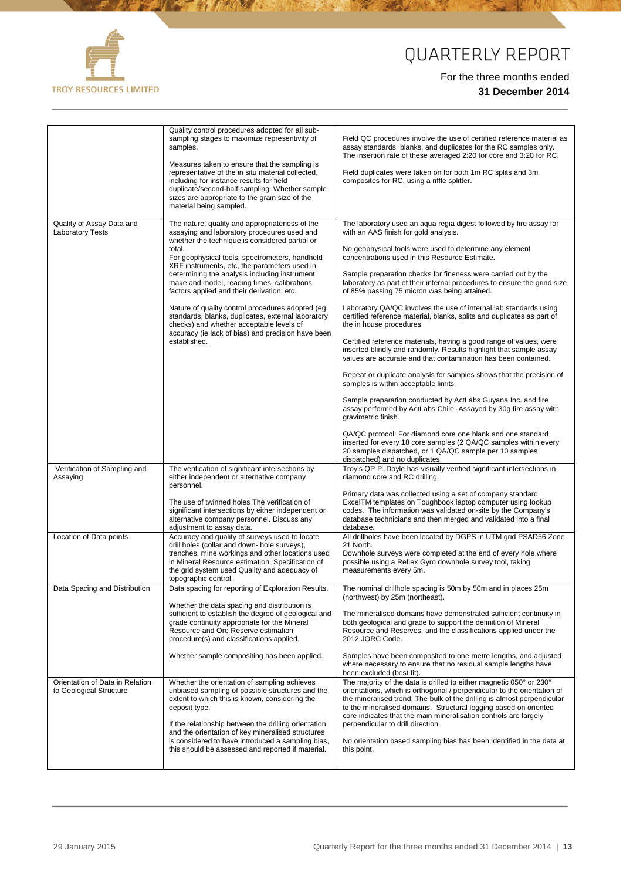| | | |
|---|---|---|
| | Quality control procedures adopted for all sub-sampling stages to maximize representivity of samples.<br><br>Measures taken to ensure that the sampling is representative of the in situ material collected, including for instance results for field duplicate/second-half sampling. Whether sample sizes are appropriate to the grain size of the material being sampled. | Field QC procedures involve the use of certified reference material as assay standards, blanks, and duplicates for the RC samples only. The insertion rate of these averaged 2:20 for core and 3:20 for RC.<br><br>Field duplicates were taken on for both 1m RC splits and 3m composites for RC, using a riffle splitter. |
| Quality of Assay Data and Laboratory Tests | The nature, quality and appropriateness of the assaying and laboratory procedures used and whether the technique is considered partial or total.<br>For geophysical tools, spectrometers, handheld XRF instruments, etc, the parameters used in determining the analysis including instrument make and model, reading times, calibrations factors applied and their derivation, etc.<br><br>Nature of quality control procedures adopted (eg standards, blanks, duplicates, external laboratory checks) and whether acceptable levels of accuracy (ie lack of bias) and precision have been established. | The laboratory used an aqua regia digest followed by fire assay for with an AAS finish for gold analysis.<br><br>No geophysical tools were used to determine any element concentrations used in this Resource Estimate.<br><br>Sample preparation checks for fineness were carried out by the laboratory as part of their internal procedures to ensure the grind size of 85% passing 75 micron was being attained.<br><br>Laboratory QA/QC involves the use of internal lab standards using certified reference material, blanks, splits and duplicates as part of the in house procedures.<br><br>Certified reference materials, having a good range of values, were inserted blindly and randomly. Results highlight that sample assay values are accurate and that contamination has been contained.<br><br>Repeat or duplicate analysis for samples shows that the precision of samples is within acceptable limits.<br><br>Sample preparation conducted by ActLabs Guyana Inc. and fire assay performed by ActLabs Chile -Assayed by 30g fire assay with gravimetric finish.<br><br>QA/QC protocol: For diamond core one blank and one standard inserted for every 18 core samples (2 QA/QC samples within every 20 samples dispatched, or 1 QA/QC sample per 10 samples dispatched) and no duplicates. |
| Verification of Sampling and Assaying | The verification of significant intersections by either independent or alternative company personnel.<br><br>The use of twinned holes The verification of significant intersections by either independent or alternative company personnel. Discuss any adjustment to assay data. | Troy's QP P. Doyle has visually verified significant intersections in diamond core and RC drilling.<br><br>Primary data was collected using a set of company standard ExcelTM templates on Toughbook laptop computer using lookup codes. The information was validated on-site by the Company's database technicians and then merged and validated into a final database. |
| Location of Data points | Accuracy and quality of surveys used to locate drill holes (collar and down- hole surveys), trenches, mine workings and other locations used in Mineral Resource estimation. Specification of the grid system used Quality and adequacy of topographic control. | All drillholes have been located by DGPS in UTM grid PSAD56 Zone 21 North.<br>Downhole surveys were completed at the end of every hole where possible using a Reflex Gyro downhole survey tool, taking measurements every 5m. |
| Data Spacing and Distribution | Data spacing for reporting of Exploration Results.<br><br>Whether the data spacing and distribution is sufficient to establish the degree of geological and grade continuity appropriate for the Mineral Resource and Ore Reserve estimation procedure(s) and classifications applied.<br><br>Whether sample compositing has been applied. | The nominal drillhole spacing is 50m by 50m and in places 25m (northwest) by 25m (northeast).<br><br>The mineralised domains have demonstrated sufficient continuity in both geological and grade to support the definition of Mineral Resource and Reserves, and the classifications applied under the 2012 JORC Code.<br><br>Samples have been composited to one metre lengths, and adjusted where necessary to ensure that no residual sample lengths have been excluded (best fit). |
| Orientation of Data in Relation to Geological Structure | Whether the orientation of sampling achieves unbiased sampling of possible structures and the extent to which this is known, considering the deposit type.<br><br>If the relationship between the drilling orientation and the orientation of key mineralised structures is considered to have introduced a sampling bias, this should be assessed and reported if material. | The majority of the data is drilled to either magnetic 050° or 230° orientations, which is orthogonal / perpendicular to the orientation of the mineralised trend. The bulk of the drilling is almost perpendicular to the mineralised domains. Structural logging based on oriented core indicates that the main mineralisation controls are largely perpendicular to drill direction.<br><br>No orientation based sampling bias has been identified in the data at this point. |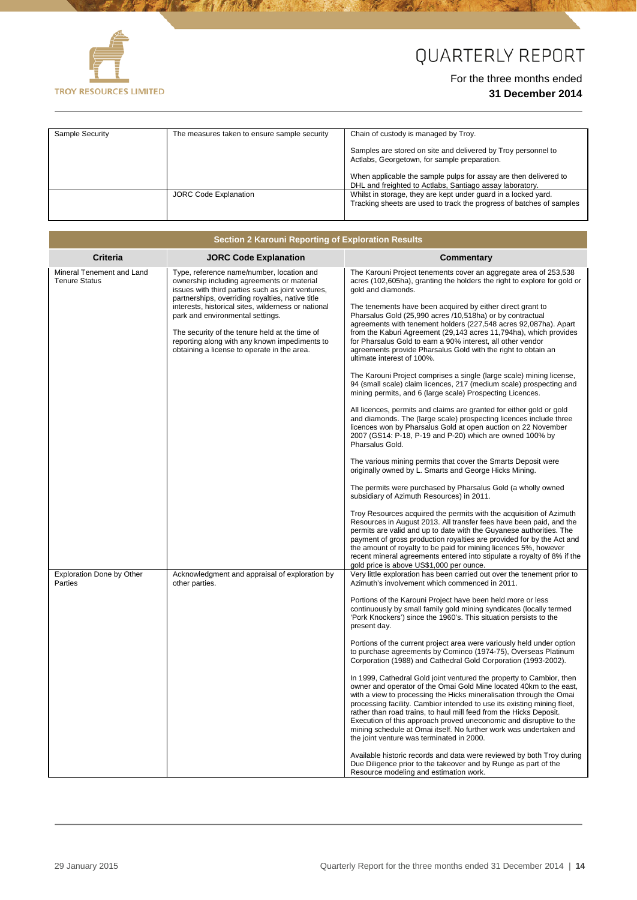| Sample Security | The measures taken to ensure sample security | Chain of custody is managed by Troy.<br><br>Samples are stored on site and delivered by Troy personnel to Actlabs, Georgetown, for sample preparation.<br><br>When applicable the sample pulps for assay are then delivered to DHL and freighted to Actlabs, Santiago assay laboratory. |
|---|---|---|
| | JORC Code Explanation | Whilst in storage, they are kept under guard in a locked yard. Tracking sheets are used to track the progress of batches of samples |

| Section 2 Karouni Reporting of Exploration Results | | |
|---|---|---|
| **Criteria** | **JORC Code Explanation** | **Commentary** |
| Mineral Tenement and Land Tenure Status | Type, reference name/number, location and ownership including agreements or material issues with third parties such as joint ventures, partnerships, overriding royalties, native title interests, historical sites, wilderness or national park and environmental settings.<br><br>The security of the tenure held at the time of reporting along with any known impediments to obtaining a license to operate in the area. | The Karouni Project tenements cover an aggregate area of 253,538 acres (102,605ha), granting the holders the right to explore for gold or gold and diamonds.<br><br>The tenements have been acquired by either direct grant to Pharsalus Gold (25,990 acres /10,518ha) or by contractual agreements with tenement holders (227,548 acres 92,087ha). Apart from the Kaburi Agreement (29,143 acres 11,794ha), which provides for Pharsalus Gold to earn a 90% interest, all other vendor agreements provide Pharsalus Gold with the right to obtain an ultimate interest of 100%.<br><br>The Karouni Project comprises a single (large scale) mining license, 94 (small scale) claim licences, 217 (medium scale) prospecting and mining permits, and 6 (large scale) Prospecting Licences.<br><br>All licences, permits and claims are granted for either gold or gold and diamonds. The (large scale) prospecting licences include three licences won by Pharsalus Gold at open auction on 22 November 2007 (GS14: P-18, P-19 and P-20) which are owned 100% by Pharsalus Gold.<br><br>The various mining permits that cover the Smarts Deposit were originally owned by L. Smarts and George Hicks Mining.<br><br>The permits were purchased by Pharsalus Gold (a wholly owned subsidiary of Azimuth Resources) in 2011.<br><br>Troy Resources acquired the permits with the acquisition of Azimuth Resources in August 2013. All transfer fees have been paid, and the permits are valid and up to date with the Guyanese authorities. The payment of gross production royalties are provided for by the Act and the amount of royalty to be paid for mining licences 5%, however recent mineral agreements entered into stipulate a royalty of 8% if the gold price is above US$1,000 per ounce. |
| Exploration Done by Other Parties | Acknowledgment and appraisal of exploration by other parties. | Very little exploration has been carried out over the tenement prior to Azimuth's involvement which commenced in 2011.<br><br>Portions of the Karouni Project have been held more or less continuously by small family gold mining syndicates (locally termed 'Pork Knockers') since the 1960's. This situation persists to the present day.<br><br>Portions of the current project area were variously held under option to purchase agreements by Cominco (1974-75), Overseas Platinum Corporation (1988) and Cathedral Gold Corporation (1993-2002).<br><br>In 1999, Cathedral Gold joint ventured the property to Cambior, then owner and operator of the Omai Gold Mine located 40km to the east, with a view to processing the Hicks mineralisation through the Omai processing facility. Cambior intended to use its existing mining fleet, rather than road trains, to haul mill feed from the Hicks Deposit. Execution of this approach proved uneconomic and disruptive to the mining schedule at Omai itself. No further work was undertaken and the joint venture was terminated in 2000.<br><br>Available historic records and data were reviewed by both Troy during Due Diligence prior to the takeover and by Runge as part of the Resource modeling and estimation work. |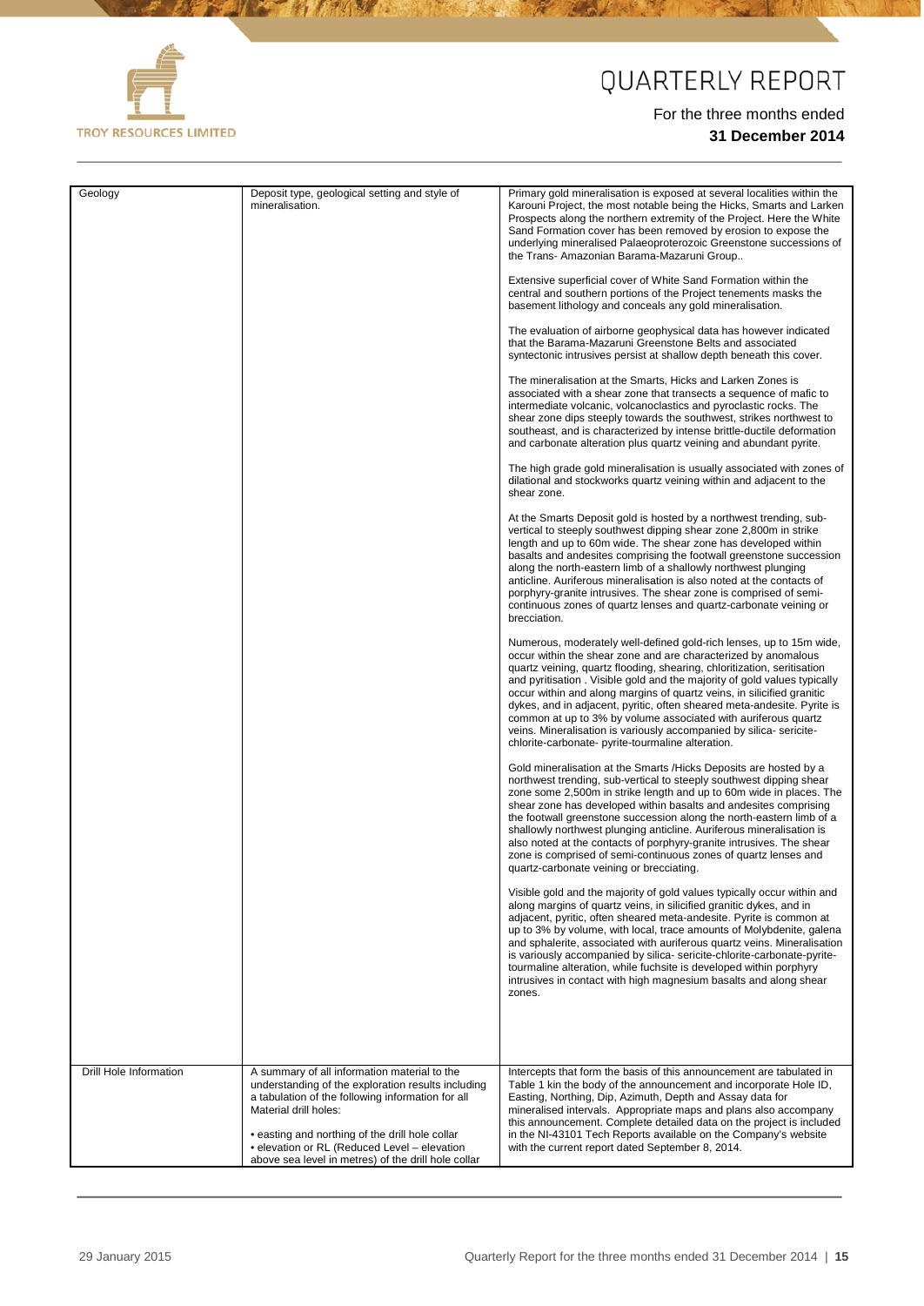| Geology | Deposit type, geological setting and style of mineralisation. | Primary gold mineralisation is exposed at several localities within the Karouni Project, the most notable being the Hicks, Smarts and Larken Prospects along the northern extremity of the Project. Here the White Sand Formation cover has been removed by erosion to expose the underlying mineralised Palaeoproterozoic Greenstone successions of the Trans- Amazonian Barama-Mazaruni Group..<br><br>Extensive superficial cover of White Sand Formation within the central and southern portions of the Project tenements masks the basement lithology and conceals any gold mineralisation.<br><br>The evaluation of airborne geophysical data has however indicated that the Barama-Mazaruni Greenstone Belts and associated syntectonic intrusives persist at shallow depth beneath this cover.<br><br>The mineralisation at the Smarts, Hicks and Larken Zones is associated with a shear zone that transects a sequence of mafic to intermediate volcanic, volcanoclastics and pyroclastic rocks. The shear zone dips steeply towards the southwest, strikes northwest to southeast, and is characterized by intense brittle-ductile deformation and carbonate alteration plus quartz veining and abundant pyrite.<br><br>The high grade gold mineralisation is usually associated with zones of dilational and stockworks quartz veining within and adjacent to the shear zone.<br><br>At the Smarts Deposit gold is hosted by a northwest trending, sub-vertical to steeply southwest dipping shear zone 2,800m in strike length and up to 60m wide. The shear zone has developed within basalts and andesites comprising the footwall greenstone succession along the north-eastern limb of a shallowly northwest plunging anticline. Auriferous mineralisation is also noted at the contacts of porphyry-granite intrusives. The shear zone is comprised of semi-continuous zones of quartz lenses and quartz-carbonate veining or brecciation.<br><br>Numerous, moderately well-defined gold-rich lenses, up to 15m wide, occur within the shear zone and are characterized by anomalous quartz veining, quartz flooding, shearing, chloritization, seritisation and pyritisation . Visible gold and the majority of gold values typically occur within and along margins of quartz veins, in silicified granitic dykes, and in adjacent, pyritic, often sheared meta-andesite. Pyrite is common at up to 3% by volume associated with auriferous quartz veins. Mineralisation is variously accompanied by silica- sericite-chlorite-carbonate- pyrite-tourmaline alteration.<br><br>Gold mineralisation at the Smarts /Hicks Deposits are hosted by a northwest trending, sub-vertical to steeply southwest dipping shear zone some 2,500m in strike length and up to 60m wide in places. The shear zone has developed within basalts and andesites comprising the footwall greenstone succession along the north-eastern limb of a shallowly northwest plunging anticline. Auriferous mineralisation is also noted at the contacts of porphyry-granite intrusives. The shear zone is comprised of semi-continuous zones of quartz lenses and quartz-carbonate veining or brecciating.<br><br>Visible gold and the majority of gold values typically occur within and along margins of quartz veins, in silicified granitic dykes, and in adjacent, pyritic, often sheared meta-andesite. Pyrite is common at up to 3% by volume, with local, trace amounts of Molybdenite, galena and sphalerite, associated with auriferous quartz veins. Mineralisation is variously accompanied by silica- sericite-chlorite-carbonate-pyrite-tourmaline alteration, while fuchsite is developed within porphyry intrusives in contact with high magnesium basalts and along shear zones. |
|---|---|---|
| Drill Hole Information | A summary of all information material to the understanding of the exploration results including a tabulation of the following information for all Material drill holes:<br><br>• easting and northing of the drill hole collar<br>• elevation or RL (Reduced Level – elevation above sea level in metres) of the drill hole collar | Intercepts that form the basis of this announcement are tabulated in Table 1 kin the body of the announcement and incorporate Hole ID, Easting, Northing, Dip, Azimuth, Depth and Assay data for mineralised intervals. Appropriate maps and plans also accompany this announcement. Complete detailed data on the project is included in the NI-43101 Tech Reports available on the Company's website with the current report dated September 8, 2014. |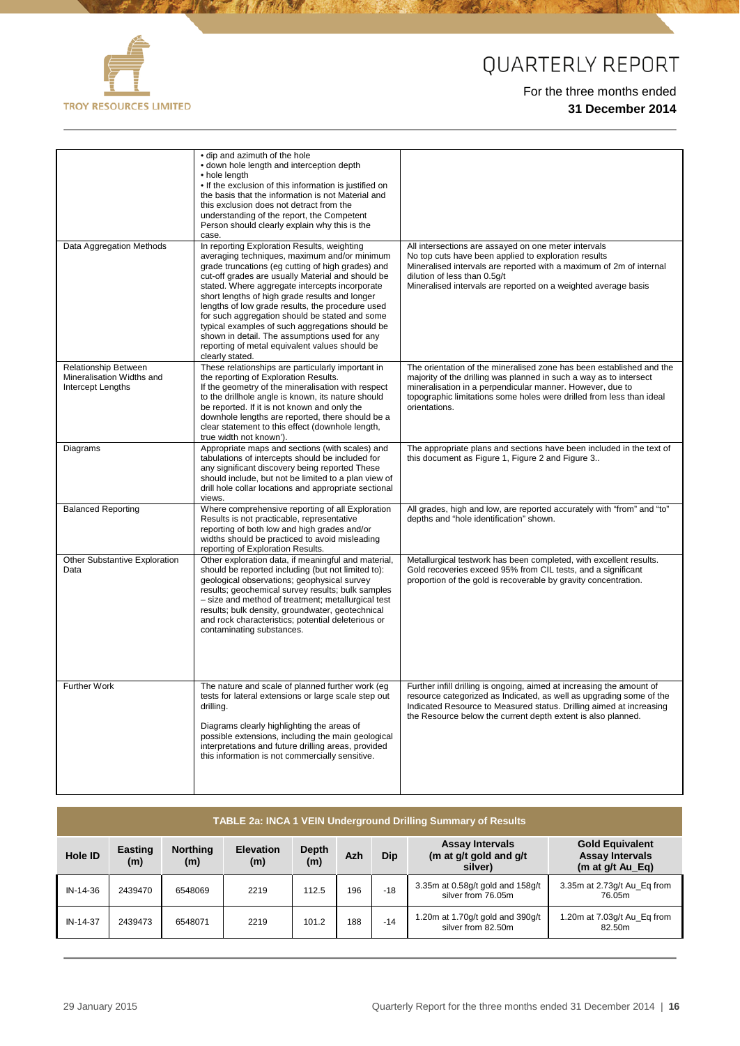| | | |
|---|---|---|
| | • dip and azimuth of the hole<br>• down hole length and interception depth<br>• hole length<br>• If the exclusion of this information is justified on the basis that the information is not Material and this exclusion does not detract from the understanding of the report, the Competent Person should clearly explain why this is the case. | |
| Data Aggregation Methods | In reporting Exploration Results, weighting averaging techniques, maximum and/or minimum grade truncations (eg cutting of high grades) and cut-off grades are usually Material and should be stated. Where aggregate intercepts incorporate short lengths of high grade results and longer lengths of low grade results, the procedure used for such aggregation should be stated and some typical examples of such aggregations should be shown in detail. The assumptions used for any reporting of metal equivalent values should be clearly stated. | All intersections are assayed on one meter intervals<br>No top cuts have been applied to exploration results<br>Mineralised intervals are reported with a maximum of 2m of internal dilution of less than 0.5g/t<br>Mineralised intervals are reported on a weighted average basis |
| Relationship Between Mineralisation Widths and Intercept Lengths | These relationships are particularly important in the reporting of Exploration Results.<br>If the geometry of the mineralisation with respect to the drillhole angle is known, its nature should be reported. If it is not known and only the downhole lengths are reported, there should be a clear statement to this effect (downhole length, true width not known'). | The orientation of the mineralised zone has been established and the majority of the drilling was planned in such a way as to intersect mineralisation in a perpendicular manner. However, due to topographic limitations some holes were drilled from less than ideal orientations. |
| Diagrams | Appropriate maps and sections (with scales) and tabulations of intercepts should be included for any significant discovery being reported These should include, but not be limited to a plan view of drill hole collar locations and appropriate sectional views. | The appropriate plans and sections have been included in the text of this document as Figure 1, Figure 2 and Figure 3.. |
| Balanced Reporting | Where comprehensive reporting of all Exploration Results is not practicable, representative reporting of both low and high grades and/or widths should be practiced to avoid misleading reporting of Exploration Results. | All grades, high and low, are reported accurately with "from" and "to" depths and "hole identification" shown. |
| Other Substantive Exploration Data | Other exploration data, if meaningful and material, should be reported including (but not limited to): geological observations; geophysical survey results; geochemical survey results; bulk samples – size and method of treatment; metallurgical test results; bulk density, groundwater, geotechnical and rock characteristics; potential deleterious or contaminating substances. | Metallurgical testwork has been completed, with excellent results. Gold recoveries exceed 95% from CIL tests, and a significant proportion of the gold is recoverable by gravity concentration. |
| Further Work | The nature and scale of planned further work (eg tests for lateral extensions or large scale step out drilling.<br><br>Diagrams clearly highlighting the areas of possible extensions, including the main geological interpretations and future drilling areas, provided this information is not commercially sensitive. | Further infill drilling is ongoing, aimed at increasing the amount of resource categorized as Indicated, as well as upgrading some of the Indicated Resource to Measured status. Drilling aimed at increasing the Resource below the current depth extent is also planned. |

**TABLE 2a: INCA 1 VEIN Underground Drilling Summary of Results**

| Hole ID | Easting (m) | Northing (m) | Elevation (m) | Depth (m) | Azh | Dip | Assay Intervals (m at g/t gold and g/t silver) | Gold Equivalent Assay Intervals (m at g/t Au_Eq) |
|---|---|---|---|---|---|---|---|---|
| IN-14-36 | 2439470 | 6548069 | 2219 | 112.5 | 196 | -18 | 3.35m at 0.58g/t gold and 158g/t silver from 76.05m | 3.35m at 2.73g/t Au_Eq from 76.05m |
| IN-14-37 | 2439473 | 6548071 | 2219 | 101.2 | 188 | -14 | 1.20m at 1.70g/t gold and 390g/t silver from 82.50m | 1.20m at 7.03g/t Au_Eq from 82.50m |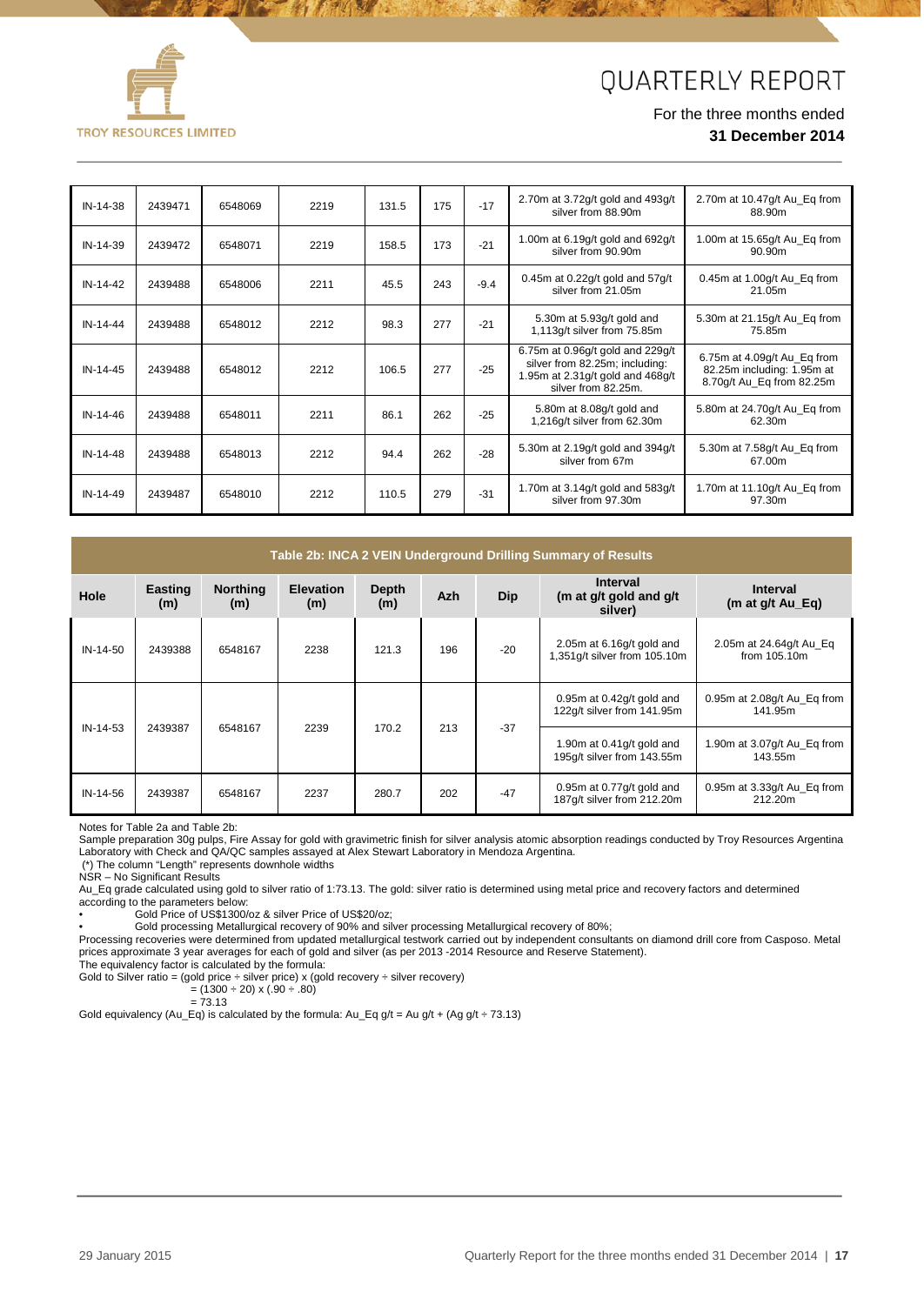| IN-14-38 | 2439471 | 6548069 | 2219 | 131.5 | 175 | -17 | 2.70m at 3.72g/t gold and 493g/t silver from 88.90m | 2.70m at 10.47g/t Au_Eq from 88.90m |
|---|---|---|---|---|---|---|---|---|
| IN-14-39 | 2439472 | 6548071 | 2219 | 158.5 | 173 | -21 | 1.00m at 6.19g/t gold and 692g/t silver from 90.90m | 1.00m at 15.65g/t Au_Eq from 90.90m |
| IN-14-42 | 2439488 | 6548006 | 2211 | 45.5 | 243 | -9.4 | 0.45m at 0.22g/t gold and 57g/t silver from 21.05m | 0.45m at 1.00g/t Au_Eq from 21.05m |
| IN-14-44 | 2439488 | 6548012 | 2212 | 98.3 | 277 | -21 | 5.30m at 5.93g/t gold and 1,113g/t silver from 75.85m | 5.30m at 21.15g/t Au_Eq from 75.85m |
| IN-14-45 | 2439488 | 6548012 | 2212 | 106.5 | 277 | -25 | 6.75m at 0.96g/t gold and 229g/t silver from 82.25m; including: 1.95m at 2.31g/t gold and 468g/t silver from 82.25m. | 6.75m at 4.09g/t Au_Eq from 82.25m including: 1.95m at 8.70g/t Au_Eq from 82.25m |
| IN-14-46 | 2439488 | 6548011 | 2211 | 86.1 | 262 | -25 | 5.80m at 8.08g/t gold and 1,216g/t silver from 62.30m | 5.80m at 24.70g/t Au_Eq from 62.30m |
| IN-14-48 | 2439488 | 6548013 | 2212 | 94.4 | 262 | -28 | 5.30m at 2.19g/t gold and 394g/t silver from 67m | 5.30m at 7.58g/t Au_Eq from 67.00m |
| IN-14-49 | 2439487 | 6548010 | 2212 | 110.5 | 279 | -31 | 1.70m at 3.14g/t gold and 583g/t silver from 97.30m | 1.70m at 11.10g/t Au_Eq from 97.30m |

**Table 2b: INCA 2 VEIN Underground Drilling Summary of Results**

| Hole | Easting (m) | Northing (m) | Elevation (m) | Depth (m) | Azh | Dip | Interval (m at g/t gold and g/t silver) | Interval (m at g/t Au_Eq) |
|---|---|---|---|---|---|---|---|---|
| IN-14-50 | 2439388 | 6548167 | 2238 | 121.3 | 196 | -20 | 2.05m at 6.16g/t gold and 1,351g/t silver from 105.10m | 2.05m at 24.64g/t Au_Eq from 105.10m |
| IN-14-53 | 2439387 | 6548167 | 2239 | 170.2 | 213 | -37 | 0.95m at 0.42g/t gold and 122g/t silver from 141.95m | 0.95m at 2.08g/t Au_Eq from 141.95m |
| | | | | | | | 1.90m at 0.41g/t gold and 195g/t silver from 143.55m | 1.90m at 3.07g/t Au_Eq from 143.55m |
| IN-14-56 | 2439387 | 6548167 | 2237 | 280.7 | 202 | -47 | 0.95m at 0.77g/t gold and 187g/t silver from 212.20m | 0.95m at 3.33g/t Au_Eq from 212.20m |

Notes for Table 2a and Table 2b:

Sample preparation 30g pulps, Fire Assay for gold with gravimetric finish for silver analysis atomic absorption readings conducted by Troy Resources Argentina Laboratory with Check and QA/QC samples assayed at Alex Stewart Laboratory in Mendoza Argentina.

(*) The column "Length" represents downhole widths

NSR – No Significant Results

Au_Eq grade calculated using gold to silver ratio of 1:73.13. The gold: silver ratio is determined using metal price and recovery factors and determined according to the parameters below:

- Gold Price of US$1300/oz & silver Price of US$20/oz;
- Gold processing Metallurgical recovery of 90% and silver processing Metallurgical recovery of 80%;

Processing recoveries were determined from updated metallurgical testwork carried out by independent consultants on diamond drill core from Casposo. Metal prices approximate 3 year averages for each of gold and silver (as per 2013 -2014 Resource and Reserve Statement).

The equivalency factor is calculated by the formula:

Gold to Silver ratio = (gold price ÷ silver price) x (gold recovery ÷ silver recovery)
= (1300 ÷ 20) x (.90 ÷ .80)
= 73.13

Gold equivalency (Au_Eq) is calculated by the formula: Au_Eq g/t = Au g/t + (Ag g/t ÷ 73.13)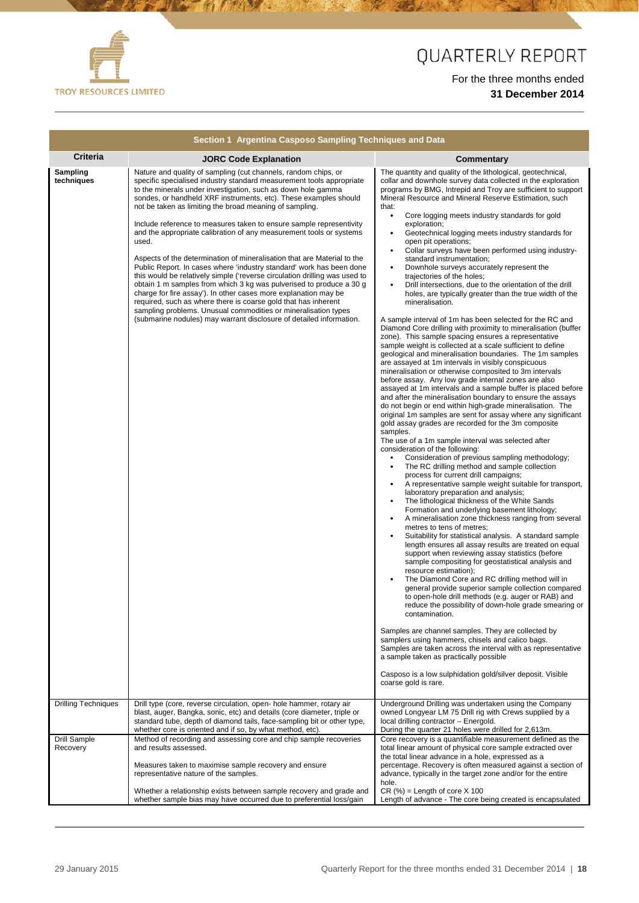| Section 1 Argentina Casposo Sampling Techniques and Data | | |
|---|---|---|
| **Criteria** | **JORC Code Explanation** | **Commentary** |
| **Sampling techniques** | Nature and quality of sampling (cut channels, random chips, or specific specialised industry standard measurement tools appropriate to the minerals under investigation, such as down hole gamma sondes, or handheld XRF instruments, etc). These examples should not be taken as limiting the broad meaning of sampling.<br><br>Include reference to measures taken to ensure sample representivity and the appropriate calibration of any measurement tools or systems used.<br><br>Aspects of the determination of mineralisation that are Material to the Public Report. In cases where 'industry standard' work has been done this would be relatively simple ('reverse circulation drilling was used to obtain 1 m samples from which 3 kg was pulverised to produce a 30 g charge for fire assay'). In other cases more explanation may be required, such as where there is coarse gold that has inherent sampling problems. Unusual commodities or mineralisation types (submarine nodules) may warrant disclosure of detailed information. | The quantity and quality of the lithological, geotechnical, collar and downhole survey data collected in the exploration programs by BMG, Intrepid and Troy are sufficient to support Mineral Resource and Mineral Reserve Estimation, such that:<br>• Core logging meets industry standards for gold exploration;<br>• Geotechnical logging meets industry standards for open pit operations;<br>• Collar surveys have been performed using industry-standard instrumentation;<br>• Downhole surveys accurately represent the trajectories of the holes;<br>• Drill intersections, due to the orientation of the drill holes, are typically greater than the true width of the mineralisation.<br><br>A sample interval of 1m has been selected for the RC and Diamond Core drilling with proximity to mineralisation (buffer zone). This sample spacing ensures a representative sample weight is collected at a scale sufficient to define geological and mineralisation boundaries. The 1m samples are assayed at 1m intervals in visibly conspicuous mineralisation or otherwise composited to 3m intervals before assay. Any low grade internal zones are also assayed at 1m intervals and a sample buffer is placed before and after the mineralisation boundary to ensure the assays do not begin or end within high-grade mineralisation. The original 1m samples are sent for assay where any significant gold assay grades are recorded for the 3m composite samples.<br>The use of a 1m sample interval was selected after consideration of the following:<br>• Consideration of previous sampling methodology;<br>• The RC drilling method and sample collection process for current drill campaigns;<br>• A representative sample weight suitable for transport, laboratory preparation and analysis;<br>• The lithological thickness of the White Sands Formation and underlying basement lithology;<br>• A mineralisation zone thickness ranging from several metres to tens of metres;<br>• Suitability for statistical analysis. A standard sample length ensures all assay results are treated on equal support when reviewing assay statistics (before sample compositing for geostatistical analysis and resource estimation);<br>• The Diamond Core and RC drilling method will in general provide superior sample collection compared to open-hole drill methods (e.g. auger or RAB) and reduce the possibility of down-hole grade smearing or contamination.<br><br>Samples are channel samples. They are collected by samplers using hammers, chisels and calico bags. Samples are taken across the interval with as representative a sample taken as practically possible<br><br>Casposo is a low sulphidation gold/silver deposit. Visible coarse gold is rare. |
| Drilling Techniques | Drill type (core, reverse circulation, open- hole hammer, rotary air blast, auger, Bangka, sonic, etc) and details (core diameter, triple or standard tube, depth of diamond tails, face-sampling bit or other type, whether core is oriented and if so, by what method, etc). | Underground Drilling was undertaken using the Company owned Longyear LM 75 Drill rig with Crews supplied by a local drilling contractor – Energold.<br>During the quarter 21 holes were drilled for 2,613m. |
| Drill Sample Recovery | Method of recording and assessing core and chip sample recoveries and results assessed.<br><br>Measures taken to maximise sample recovery and ensure representative nature of the samples.<br><br>Whether a relationship exists between sample recovery and grade and whether sample bias may have occurred due to preferential loss/gain | Core recovery is a quantifiable measurement defined as the total linear amount of physical core sample extracted over the total linear advance in a hole, expressed as a percentage. Recovery is often measured against a section of advance, typically in the target zone and/or for the entire hole.<br>CR (%) = Length of core X 100<br>Length of advance - The core being created is encapsulated |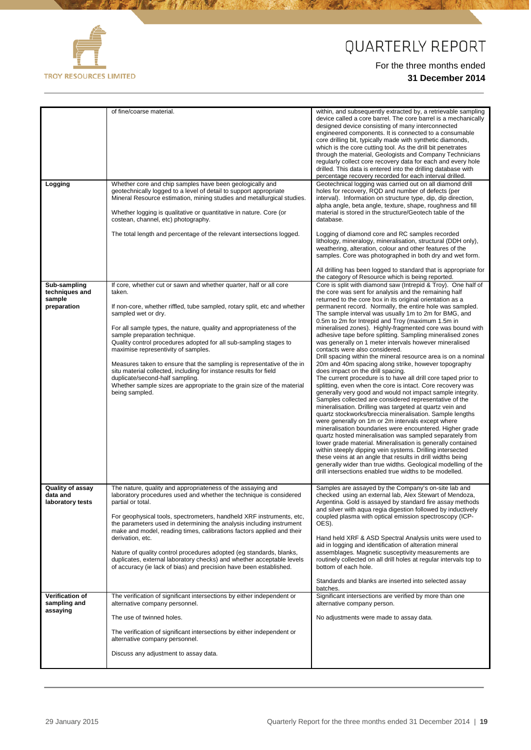| | | |
|---|---|---|
| | of fine/coarse material. | within, and subsequently extracted by, a retrievable sampling device called a core barrel. The core barrel is a mechanically designed device consisting of many interconnected engineered components. It is connected to a consumable core drilling bit, typically made with synthetic diamonds, which is the core cutting tool. As the drill bit penetrates through the material, Geologists and Company Technicians regularly collect core recovery data for each and every hole drilled. This data is entered into the drilling database with percentage recovery recorded for each interval drilled. |
| **Logging** | Whether core and chip samples have been geologically and geotechnically logged to a level of detail to support appropriate Mineral Resource estimation, mining studies and metallurgical studies.<br><br>Whether logging is qualitative or quantitative in nature. Core (or costean, channel, etc) photography.<br><br>The total length and percentage of the relevant intersections logged. | Geotechnical logging was carried out on all diamond drill holes for recovery, RQD and number of defects (per interval). Information on structure type, dip, dip direction, alpha angle, beta angle, texture, shape, roughness and fill material is stored in the structure/Geotech table of the database.<br><br>Logging of diamond core and RC samples recorded lithology, mineralogy, mineralisation, structural (DDH only), weathering, alteration, colour and other features of the samples. Core was photographed in both dry and wet form.<br><br>All drilling has been logged to standard that is appropriate for the category of Resource which is being reported. |
| **Sub-sampling techniques and sample preparation** | If core, whether cut or sawn and whether quarter, half or all core taken.<br><br>If non-core, whether riffled, tube sampled, rotary split, etc and whether sampled wet or dry.<br><br>For all sample types, the nature, quality and appropriateness of the sample preparation technique.<br>Quality control procedures adopted for all sub-sampling stages to maximise representivity of samples.<br><br>Measures taken to ensure that the sampling is representative of the in situ material collected, including for instance results for field duplicate/second-half sampling.<br>Whether sample sizes are appropriate to the grain size of the material being sampled. | Core is split with diamond saw (Intrepid & Troy). One half of the core was sent for analysis and the remaining half returned to the core box in its original orientation as a permanent record. Normally, the entire hole was sampled. The sample interval was usually 1m to 2m for BMG, and 0.5m to 2m for Intrepid and Troy (maximum 1.5m in mineralised zones). Highly-fragmented core was bound with adhesive tape before splitting. Sampling mineralised zones was generally on 1 meter intervals however mineralised contacts were also considered.<br>Drill spacing within the mineral resource area is on a nominal 20m and 40m spacing along strike, however topography does impact on the drill spacing.<br>The current procedure is to have all drill core taped prior to splitting, even when the core is intact. Core recovery was generally very good and would not impact sample integrity.<br>Samples collected are considered representative of the mineralisation. Drilling was targeted at quartz vein and quartz stockworks/breccia mineralisation. Sample lengths were generally on 1m or 2m intervals except where mineralisation boundaries were encountered. Higher grade quartz hosted mineralisation was sampled separately from lower grade material. Mineralisation is generally contained within steeply dipping vein systems. Drilling intersected these veins at an angle that results in drill widths being generally wider than true widths. Geological modelling of the drill intersections enabled true widths to be modelled. |
| **Quality of assay data and laboratory tests** | The nature, quality and appropriateness of the assaying and laboratory procedures used and whether the technique is considered partial or total.<br><br>For geophysical tools, spectrometers, handheld XRF instruments, etc, the parameters used in determining the analysis including instrument make and model, reading times, calibrations factors applied and their derivation, etc.<br><br>Nature of quality control procedures adopted (eg standards, blanks, duplicates, external laboratory checks) and whether acceptable levels of accuracy (ie lack of bias) and precision have been established. | Samples are assayed by the Company's on-site lab and checked using an external lab, Alex Stewart of Mendoza, Argentina. Gold is assayed by standard fire assay methods and silver with aqua regia digestion followed by inductively coupled plasma with optical emission spectroscopy (ICP-OES).<br><br>Hand held XRF & ASD Spectral Analysis units were used to aid in logging and identification of alteration mineral assemblages. Magnetic susceptivity measurements are routinely collected on all drill holes at regular intervals top to bottom of each hole.<br><br>Standards and blanks are inserted into selected assay batches. |
| **Verification of sampling and assaying** | The verification of significant intersections by either independent or alternative company personnel.<br><br>The use of twinned holes.<br><br>The verification of significant intersections by either independent or alternative company personnel.<br><br>Discuss any adjustment to assay data. | Significant intersections are verified by more than one alternative company person.<br><br>No adjustments were made to assay data. |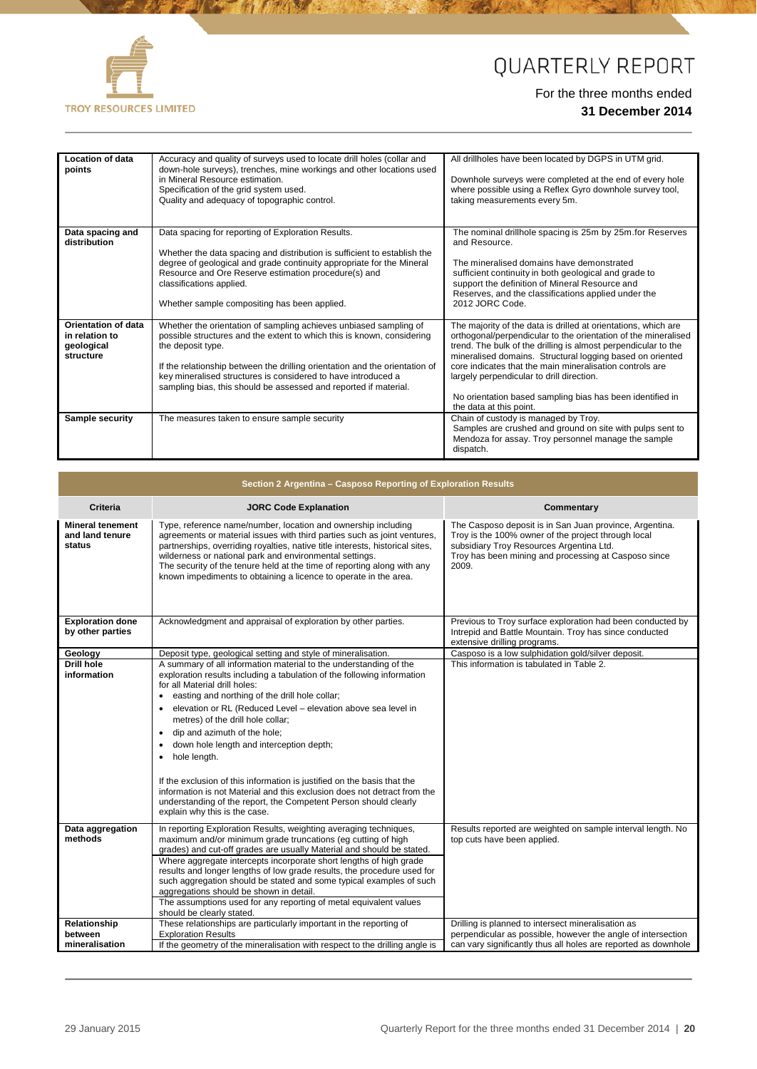| | | |
|---|---|---|
| **Location of data points** | Accuracy and quality of surveys used to locate drill holes (collar and down-hole surveys), trenches, mine workings and other locations used in Mineral Resource estimation.<br>Specification of the grid system used.<br>Quality and adequacy of topographic control. | All drillholes have been located by DGPS in UTM grid.<br><br>Downhole surveys were completed at the end of every hole where possible using a Reflex Gyro downhole survey tool, taking measurements every 5m. |
| **Data spacing and distribution** | Data spacing for reporting of Exploration Results.<br><br>Whether the data spacing and distribution is sufficient to establish the degree of geological and grade continuity appropriate for the Mineral Resource and Ore Reserve estimation procedure(s) and classifications applied.<br><br>Whether sample compositing has been applied. | The nominal drillhole spacing is 25m by 25m.for Reserves and Resource.<br><br>The mineralised domains have demonstrated sufficient continuity in both geological and grade to support the definition of Mineral Resource and Reserves, and the classifications applied under the 2012 JORC Code. |
| **Orientation of data in relation to geological structure** | Whether the orientation of sampling achieves unbiased sampling of possible structures and the extent to which this is known, considering the deposit type.<br><br>If the relationship between the drilling orientation and the orientation of key mineralised structures is considered to have introduced a sampling bias, this should be assessed and reported if material. | The majority of the data is drilled at orientations, which are orthogonal/perpendicular to the orientation of the mineralised trend. The bulk of the drilling is almost perpendicular to the mineralised domains. Structural logging based on oriented core indicates that the main mineralisation controls are largely perpendicular to drill direction.<br><br>No orientation based sampling bias has been identified in the data at this point. |
| **Sample security** | The measures taken to ensure sample security | Chain of custody is managed by Troy.<br>Samples are crushed and ground on site with pulps sent to Mendoza for assay. Troy personnel manage the sample dispatch. |

**Section 2 Argentina – Casposo Reporting of Exploration Results**

| Criteria | JORC Code Explanation | Commentary |
|---|---|---|
| **Mineral tenement and land tenure status** | Type, reference name/number, location and ownership including agreements or material issues with third parties such as joint ventures, partnerships, overriding royalties, native title interests, historical sites, wilderness or national park and environmental settings.<br>The security of the tenure held at the time of reporting along with any known impediments to obtaining a licence to operate in the area. | The Casposo deposit is in San Juan province, Argentina. Troy is the 100% owner of the project through local subsidiary Troy Resources Argentina Ltd.<br>Troy has been mining and processing at Casposo since 2009. |
| **Exploration done by other parties** | Acknowledgment and appraisal of exploration by other parties. | Previous to Troy surface exploration had been conducted by Intrepid and Battle Mountain. Troy has since conducted extensive drilling programs. |
| **Geology** | Deposit type, geological setting and style of mineralisation. | Casposo is a low sulphidation gold/silver deposit. |
| **Drill hole information** | A summary of all information material to the understanding of the exploration results including a tabulation of the following information for all Material drill holes:<br>• easting and northing of the drill hole collar;<br>• elevation or RL (Reduced Level – elevation above sea level in metres) of the drill hole collar;<br>• dip and azimuth of the hole;<br>• down hole length and interception depth;<br>• hole length.<br><br>If the exclusion of this information is justified on the basis that the information is not Material and this exclusion does not detract from the understanding of the report, the Competent Person should clearly explain why this is the case. | This information is tabulated in Table 2. |
| **Data aggregation methods** | In reporting Exploration Results, weighting averaging techniques, maximum and/or minimum grade truncations (eg cutting of high grades) and cut-off grades are usually Material and should be stated.<br>Where aggregate intercepts incorporate short lengths of high grade results and longer lengths of low grade results, the procedure used for such aggregation should be stated and some typical examples of such aggregations should be shown in detail.<br>The assumptions used for any reporting of metal equivalent values should be clearly stated. | Results reported are weighted on sample interval length. No top cuts have been applied. |
| **Relationship between mineralisation** | These relationships are particularly important in the reporting of Exploration Results<br>If the geometry of the mineralisation with respect to the drilling angle is | Drilling is planned to intersect mineralisation as perpendicular as possible, however the angle of intersection can vary significantly thus all holes are reported as downhole |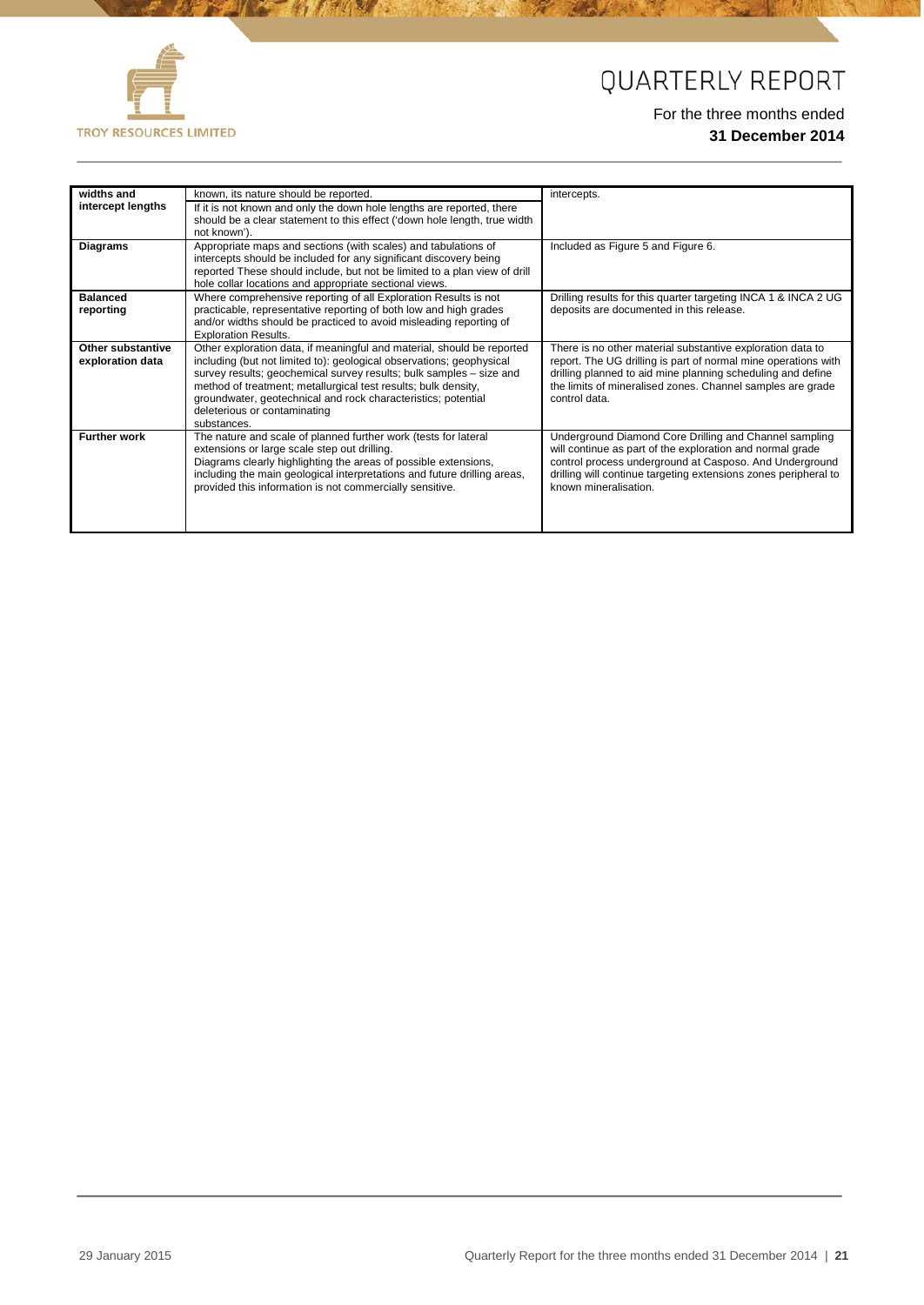| | | |
|---|---|---|
| **widths and intercept lengths** | known, its nature should be reported.<br>If it is not known and only the down hole lengths are reported, there should be a clear statement to this effect ('down hole length, true width not known'). | intercepts. |
| **Diagrams** | Appropriate maps and sections (with scales) and tabulations of intercepts should be included for any significant discovery being reported These should include, but not be limited to a plan view of drill hole collar locations and appropriate sectional views. | Included as Figure 5 and Figure 6. |
| **Balanced reporting** | Where comprehensive reporting of all Exploration Results is not practicable, representative reporting of both low and high grades and/or widths should be practiced to avoid misleading reporting of Exploration Results. | Drilling results for this quarter targeting INCA 1 & INCA 2 UG deposits are documented in this release. |
| **Other substantive exploration data** | Other exploration data, if meaningful and material, should be reported including (but not limited to): geological observations; geophysical survey results; geochemical survey results; bulk samples – size and method of treatment; metallurgical test results; bulk density, groundwater, geotechnical and rock characteristics; potential deleterious or contaminating substances. | There is no other material substantive exploration data to report. The UG drilling is part of normal mine operations with drilling planned to aid mine planning scheduling and define the limits of mineralised zones. Channel samples are grade control data. |
| **Further work** | The nature and scale of planned further work (tests for lateral extensions or large scale step out drilling.<br>Diagrams clearly highlighting the areas of possible extensions, including the main geological interpretations and future drilling areas, provided this information is not commercially sensitive. | Underground Diamond Core Drilling and Channel sampling will continue as part of the exploration and normal grade control process underground at Casposo. And Underground drilling will continue targeting extensions zones peripheral to known mineralisation. |